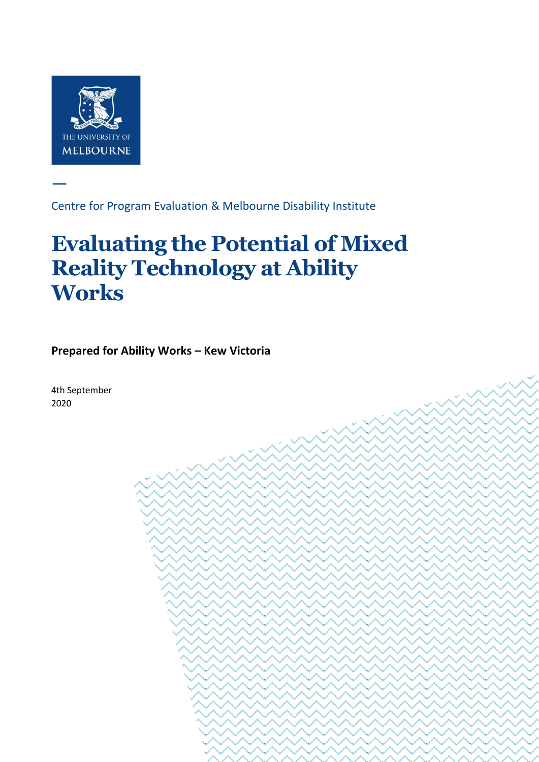THE UNIVERSITY OF MELBOURNE

Centre for Program Evaluation & Melbourne Disability Institute

# Evaluating the Potential of Mixed Reality Technology at Ability Works

**Prepared for Ability Works – Kew Victoria**

4th September 2020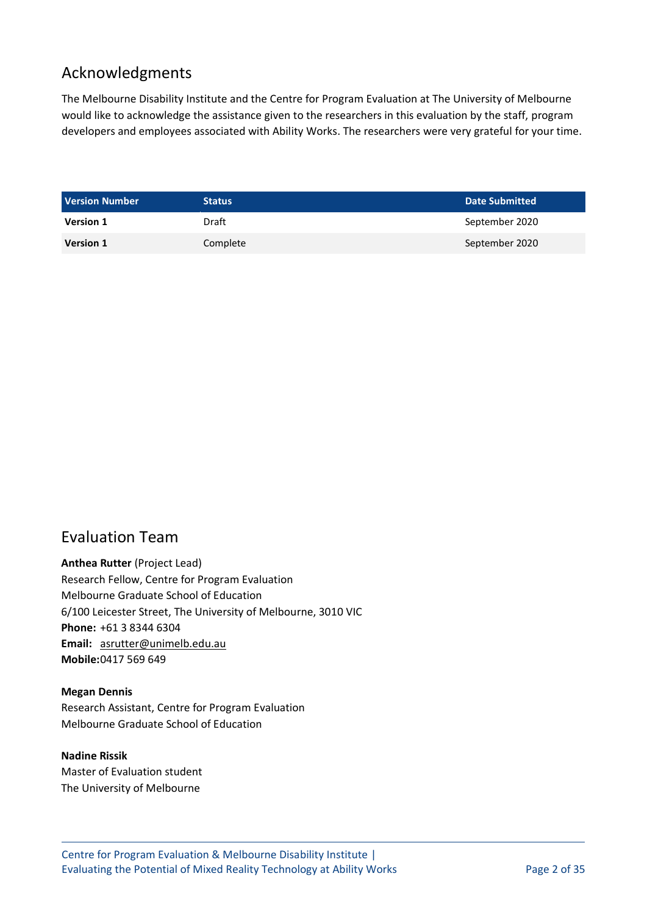## Acknowledgments

The Melbourne Disability Institute and the Centre for Program Evaluation at The University of Melbourne would like to acknowledge the assistance given to the researchers in this evaluation by the staff, program developers and employees associated with Ability Works. The researchers were very grateful for your time.

| Version Number | Status | Date Submitted |
| --- | --- | --- |
| **Version 1** | Draft | September 2020 |
| **Version 1** | Complete | September 2020 |

## Evaluation Team

**Anthea Rutter** (Project Lead)
Research Fellow, Centre for Program Evaluation
Melbourne Graduate School of Education
6/100 Leicester Street, The University of Melbourne, 3010 VIC
**Phone:** +61 3 8344 6304
**Email:** asrutter@unimelb.edu.au
**Mobile:** 0417 569 649

**Megan Dennis**
Research Assistant, Centre for Program Evaluation
Melbourne Graduate School of Education

**Nadine Rissik**
Master of Evaluation student
The University of Melbourne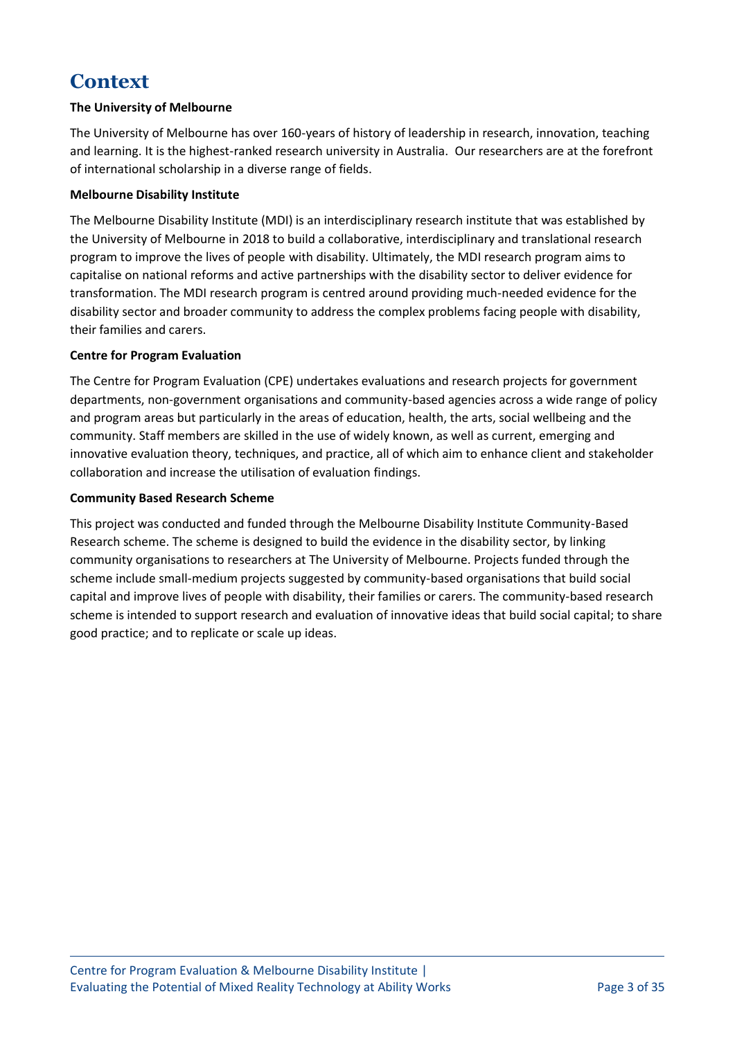# Context

**The University of Melbourne**

The University of Melbourne has over 160-years of history of leadership in research, innovation, teaching and learning. It is the highest-ranked research university in Australia. Our researchers are at the forefront of international scholarship in a diverse range of fields.

**Melbourne Disability Institute**

The Melbourne Disability Institute (MDI) is an interdisciplinary research institute that was established by the University of Melbourne in 2018 to build a collaborative, interdisciplinary and translational research program to improve the lives of people with disability. Ultimately, the MDI research program aims to capitalise on national reforms and active partnerships with the disability sector to deliver evidence for transformation. The MDI research program is centred around providing much-needed evidence for the disability sector and broader community to address the complex problems facing people with disability, their families and carers.

**Centre for Program Evaluation**

The Centre for Program Evaluation (CPE) undertakes evaluations and research projects for government departments, non-government organisations and community-based agencies across a wide range of policy and program areas but particularly in the areas of education, health, the arts, social wellbeing and the community. Staff members are skilled in the use of widely known, as well as current, emerging and innovative evaluation theory, techniques, and practice, all of which aim to enhance client and stakeholder collaboration and increase the utilisation of evaluation findings.

**Community Based Research Scheme**

This project was conducted and funded through the Melbourne Disability Institute Community-Based Research scheme. The scheme is designed to build the evidence in the disability sector, by linking community organisations to researchers at The University of Melbourne. Projects funded through the scheme include small-medium projects suggested by community-based organisations that build social capital and improve lives of people with disability, their families or carers. The community-based research scheme is intended to support research and evaluation of innovative ideas that build social capital; to share good practice; and to replicate or scale up ideas.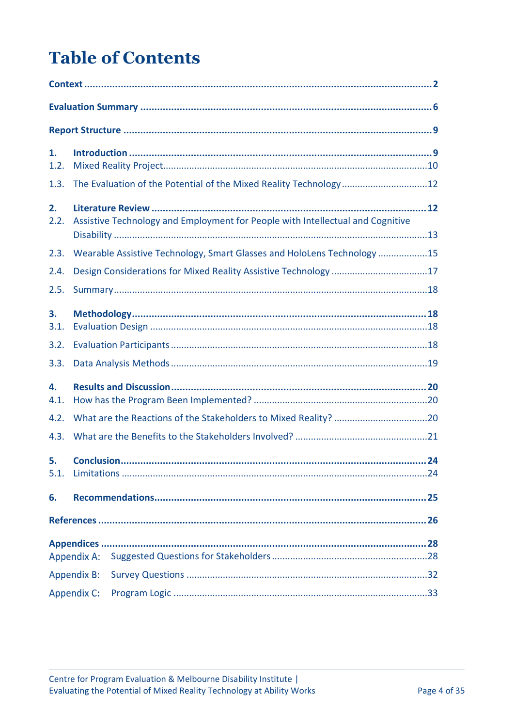# Table of Contents

**Context** ........ **2**

**Evaluation Summary** ........ **6**

**Report Structure** ........ **9**

**1. Introduction** ........ **9**

1.2. Mixed Reality Project ........ 10

1.3. The Evaluation of the Potential of the Mixed Reality Technology ........ 12

**2. Literature Review** ........ **12**

2.2. Assistive Technology and Employment for People with Intellectual and Cognitive Disability ........ 13

2.3. Wearable Assistive Technology, Smart Glasses and HoloLens Technology ........ 15

2.4. Design Considerations for Mixed Reality Assistive Technology ........ 17

2.5. Summary ........ 18

**3. Methodology** ........ **18**

3.1. Evaluation Design ........ 18

3.2. Evaluation Participants ........ 18

3.3. Data Analysis Methods ........ 19

**4. Results and Discussion** ........ **20**

4.1. How has the Program Been Implemented? ........ 20

4.2. What are the Reactions of the Stakeholders to Mixed Reality? ........ 20

4.3. What are the Benefits to the Stakeholders Involved? ........ 21

**5. Conclusion** ........ **24**

5.1. Limitations ........ 24

**6. Recommendations** ........ **25**

**References** ........ **26**

**Appendices** ........ **28**

Appendix A: Suggested Questions for Stakeholders ........ 28

Appendix B: Survey Questions ........ 32

Appendix C: Program Logic ........ 33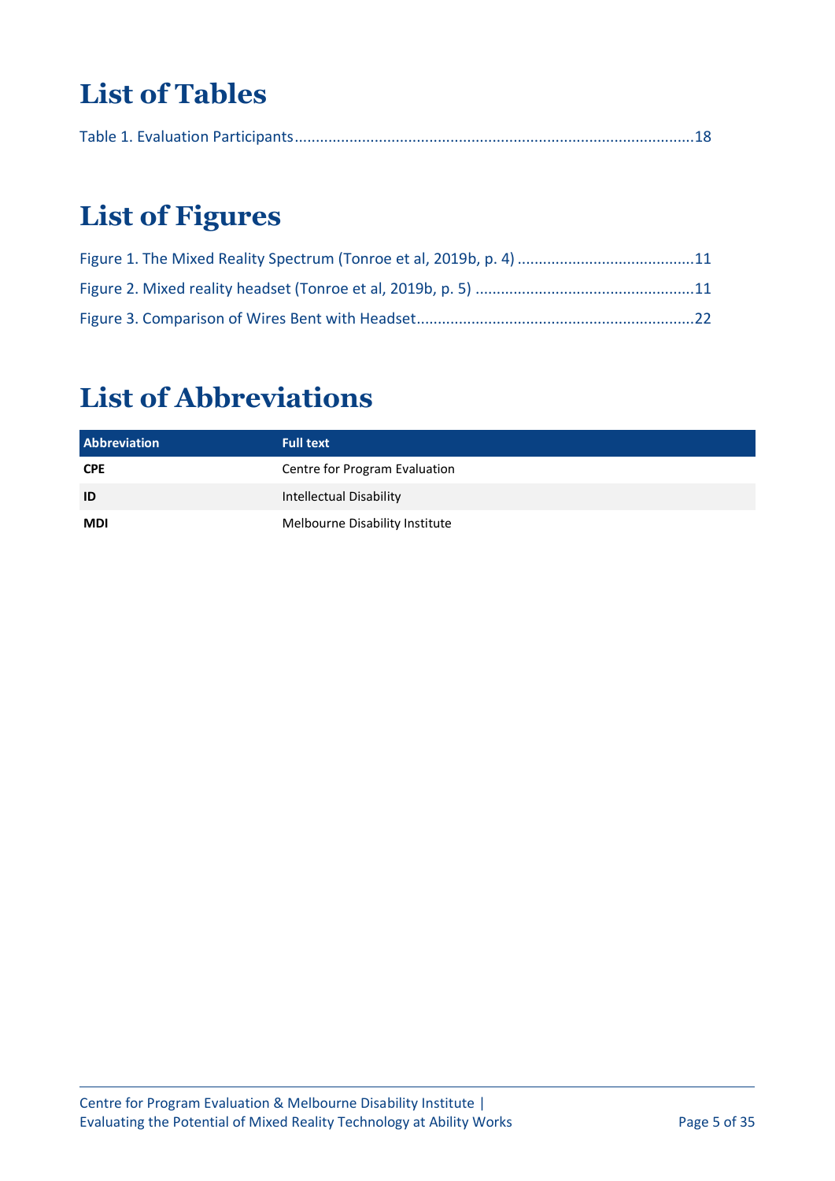# List of Tables

Table 1. Evaluation Participants........................................................................................18

# List of Figures

Figure 1. The Mixed Reality Spectrum (Tonroe et al, 2019b, p. 4) ..........................................11

Figure 2. Mixed reality headset (Tonroe et al, 2019b, p. 5) ....................................................11

Figure 3. Comparison of Wires Bent with Headset.................................................................22

# List of Abbreviations

| Abbreviation | Full text |
|---|---|
| **CPE** | Centre for Program Evaluation |
| **ID** | Intellectual Disability |
| **MDI** | Melbourne Disability Institute |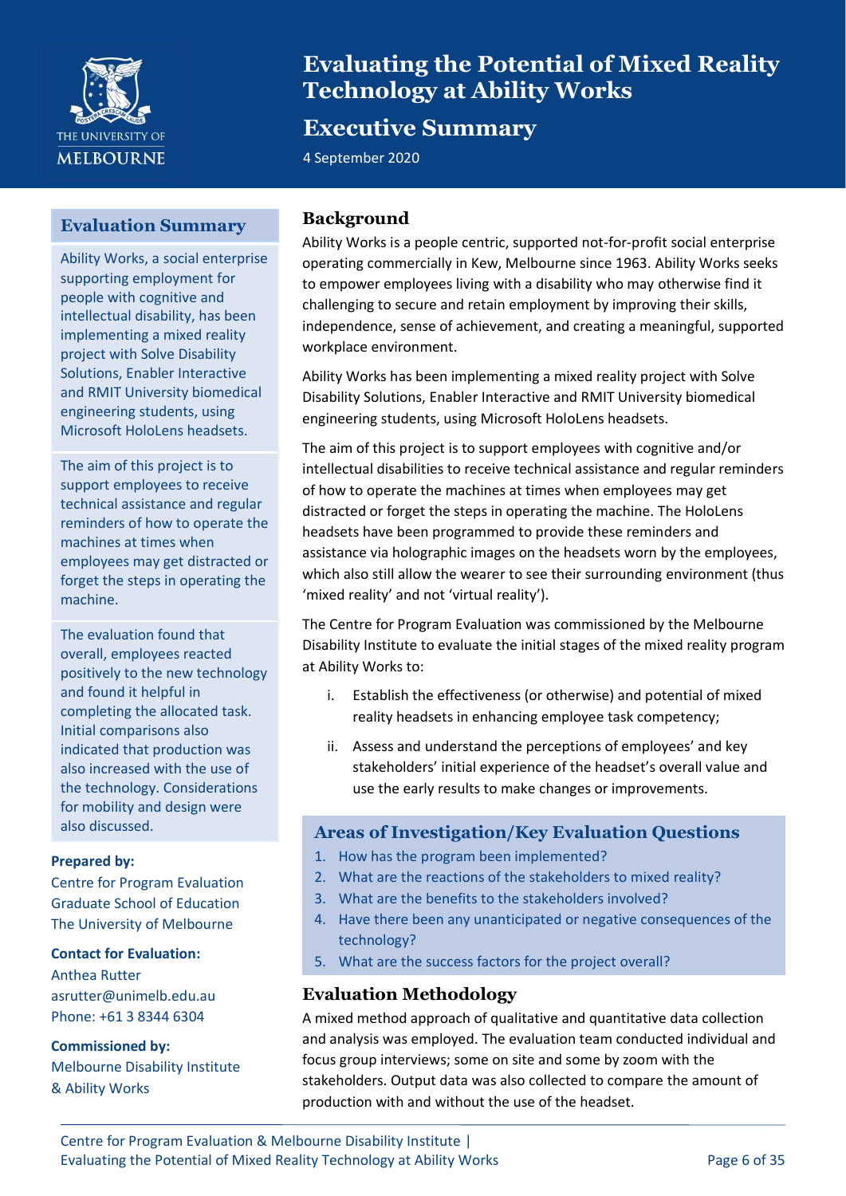# Evaluating the Potential of Mixed Reality Technology at Ability Works

## Executive Summary

4 September 2020

## Evaluation Summary

Ability Works, a social enterprise supporting employment for people with cognitive and intellectual disability, has been implementing a mixed reality project with Solve Disability Solutions, Enabler Interactive and RMIT University biomedical engineering students, using Microsoft HoloLens headsets.

The aim of this project is to support employees to receive technical assistance and regular reminders of how to operate the machines at times when employees may get distracted or forget the steps in operating the machine.

The evaluation found that overall, employees reacted positively to the new technology and found it helpful in completing the allocated task. Initial comparisons also indicated that production was also increased with the use of the technology. Considerations for mobility and design were also discussed.

**Prepared by:**
Centre for Program Evaluation
Graduate School of Education
The University of Melbourne

**Contact for Evaluation:**
Anthea Rutter
asrutter@unimelb.edu.au
Phone: +61 3 8344 6304

**Commissioned by:**
Melbourne Disability Institute
& Ability Works

## Background

Ability Works is a people centric, supported not-for-profit social enterprise operating commercially in Kew, Melbourne since 1963. Ability Works seeks to empower employees living with a disability who may otherwise find it challenging to secure and retain employment by improving their skills, independence, sense of achievement, and creating a meaningful, supported workplace environment.

Ability Works has been implementing a mixed reality project with Solve Disability Solutions, Enabler Interactive and RMIT University biomedical engineering students, using Microsoft HoloLens headsets.

The aim of this project is to support employees with cognitive and/or intellectual disabilities to receive technical assistance and regular reminders of how to operate the machines at times when employees may get distracted or forget the steps in operating the machine. The HoloLens headsets have been programmed to provide these reminders and assistance via holographic images on the headsets worn by the employees, which also still allow the wearer to see their surrounding environment (thus 'mixed reality' and not 'virtual reality').

The Centre for Program Evaluation was commissioned by the Melbourne Disability Institute to evaluate the initial stages of the mixed reality program at Ability Works to:

i. Establish the effectiveness (or otherwise) and potential of mixed reality headsets in enhancing employee task competency;

ii. Assess and understand the perceptions of employees' and key stakeholders' initial experience of the headset's overall value and use the early results to make changes or improvements.

## Areas of Investigation/Key Evaluation Questions

1. How has the program been implemented?
2. What are the reactions of the stakeholders to mixed reality?
3. What are the benefits to the stakeholders involved?
4. Have there been any unanticipated or negative consequences of the technology?
5. What are the success factors for the project overall?

## Evaluation Methodology

A mixed method approach of qualitative and quantitative data collection and analysis was employed. The evaluation team conducted individual and focus group interviews; some on site and some by zoom with the stakeholders. Output data was also collected to compare the amount of production with and without the use of the headset.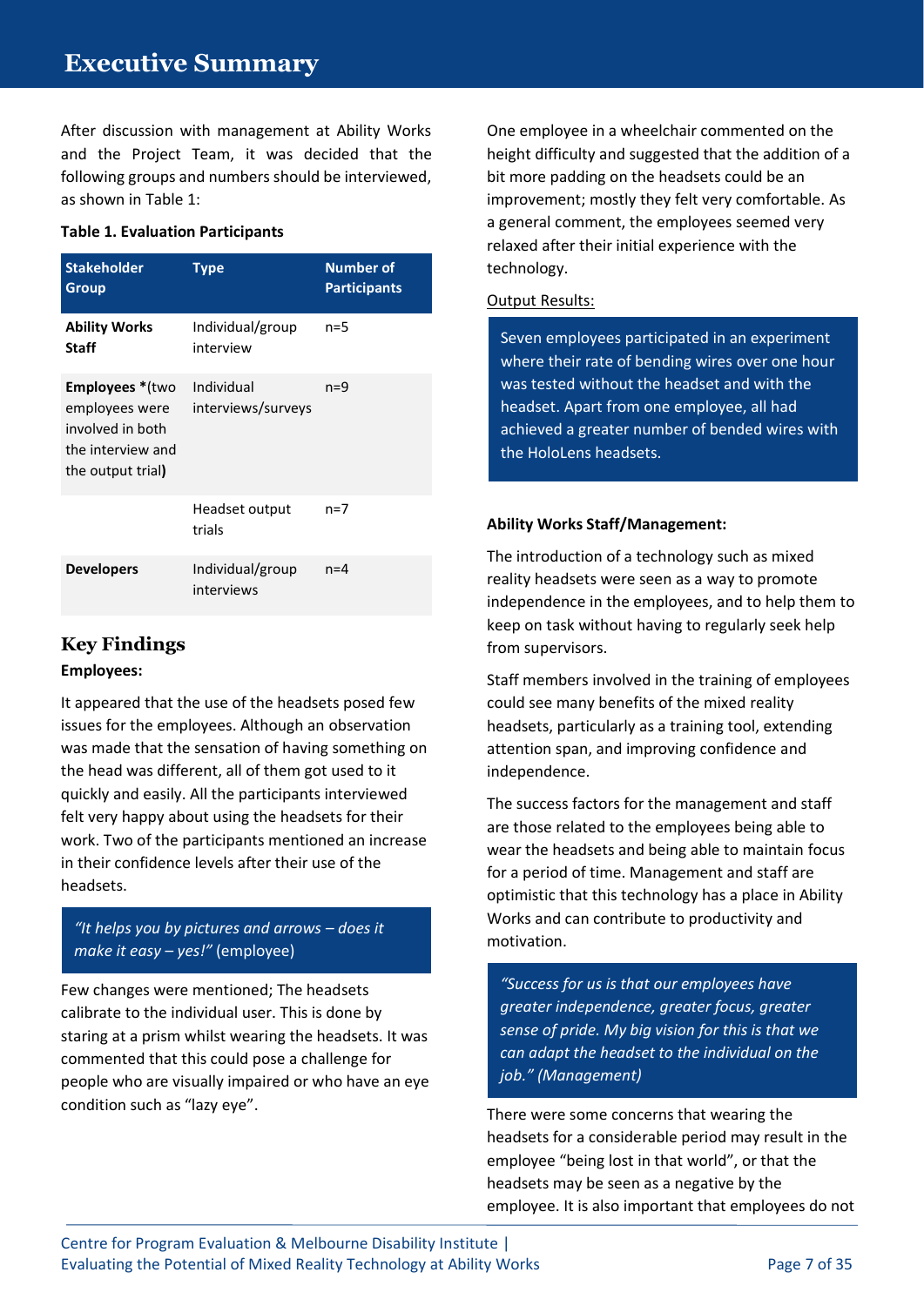# Executive Summary

After discussion with management at Ability Works and the Project Team, it was decided that the following groups and numbers should be interviewed, as shown in Table 1:

**Table 1. Evaluation Participants**

| Stakeholder Group | Type | Number of Participants |
|---|---|---|
| **Ability Works Staff** | Individual/group interview | n=5 |
| **Employees** *(two employees were involved in both the interview and the output trial**)** | Individual interviews/surveys | n=9 |
| | Headset output trials | n=7 |
| **Developers** | Individual/group interviews | n=4 |

## Key Findings

**Employees:**

It appeared that the use of the headsets posed few issues for the employees. Although an observation was made that the sensation of having something on the head was different, all of them got used to it quickly and easily. All the participants interviewed felt very happy about using the headsets for their work. Two of the participants mentioned an increase in their confidence levels after their use of the headsets.

> *"It helps you by pictures and arrows – does it make it easy – yes!"* (employee)

Few changes were mentioned; The headsets calibrate to the individual user. This is done by staring at a prism whilst wearing the headsets. It was commented that this could pose a challenge for people who are visually impaired or who have an eye condition such as "lazy eye".

One employee in a wheelchair commented on the height difficulty and suggested that the addition of a bit more padding on the headsets could be an improvement; mostly they felt very comfortable. As a general comment, the employees seemed very relaxed after their initial experience with the technology.

Output Results:

> Seven employees participated in an experiment where their rate of bending wires over one hour was tested without the headset and with the headset. Apart from one employee, all had achieved a greater number of bended wires with the HoloLens headsets.

**Ability Works Staff/Management:**

The introduction of a technology such as mixed reality headsets were seen as a way to promote independence in the employees, and to help them to keep on task without having to regularly seek help from supervisors.

Staff members involved in the training of employees could see many benefits of the mixed reality headsets, particularly as a training tool, extending attention span, and improving confidence and independence.

The success factors for the management and staff are those related to the employees being able to wear the headsets and being able to maintain focus for a period of time. Management and staff are optimistic that this technology has a place in Ability Works and can contribute to productivity and motivation.

> *"Success for us is that our employees have greater independence, greater focus, greater sense of pride. My big vision for this is that we can adapt the headset to the individual on the job." (Management)*

There were some concerns that wearing the headsets for a considerable period may result in the employee "being lost in that world", or that the headsets may be seen as a negative by the employee. It is also important that employees do not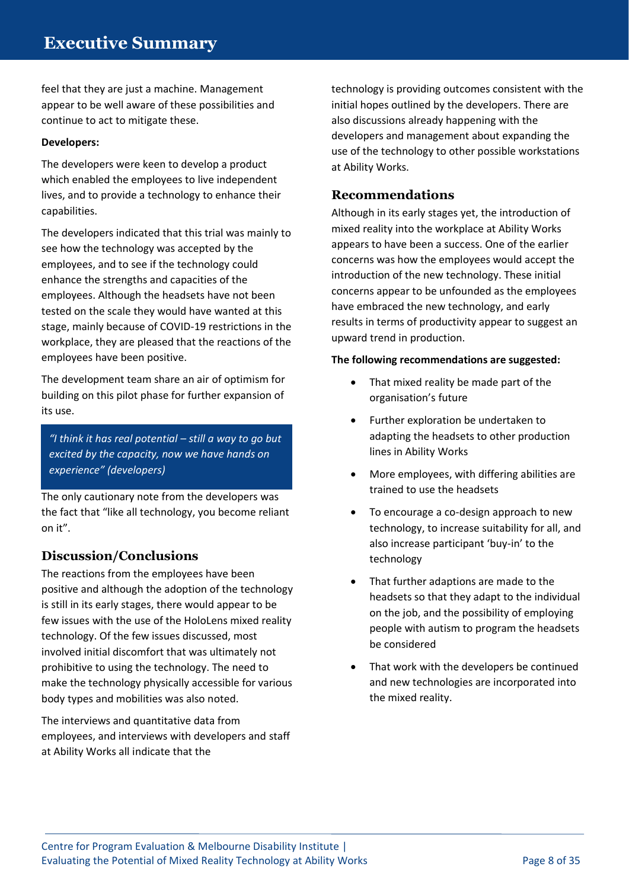# Executive Summary

feel that they are just a machine. Management appear to be well aware of these possibilities and continue to act to mitigate these.

**Developers:**

The developers were keen to develop a product which enabled the employees to live independent lives, and to provide a technology to enhance their capabilities.

The developers indicated that this trial was mainly to see how the technology was accepted by the employees, and to see if the technology could enhance the strengths and capacities of the employees. Although the headsets have not been tested on the scale they would have wanted at this stage, mainly because of COVID-19 restrictions in the workplace, they are pleased that the reactions of the employees have been positive.

The development team share an air of optimism for building on this pilot phase for further expansion of its use.

> *"I think it has real potential – still a way to go but excited by the capacity, now we have hands on experience" (developers)*

The only cautionary note from the developers was the fact that "like all technology, you become reliant on it".

## Discussion/Conclusions

The reactions from the employees have been positive and although the adoption of the technology is still in its early stages, there would appear to be few issues with the use of the HoloLens mixed reality technology. Of the few issues discussed, most involved initial discomfort that was ultimately not prohibitive to using the technology. The need to make the technology physically accessible for various body types and mobilities was also noted.

The interviews and quantitative data from employees, and interviews with developers and staff at Ability Works all indicate that the technology is providing outcomes consistent with the initial hopes outlined by the developers. There are also discussions already happening with the developers and management about expanding the use of the technology to other possible workstations at Ability Works.

## Recommendations

Although in its early stages yet, the introduction of mixed reality into the workplace at Ability Works appears to have been a success. One of the earlier concerns was how the employees would accept the introduction of the new technology. These initial concerns appear to be unfounded as the employees have embraced the new technology, and early results in terms of productivity appear to suggest an upward trend in production.

**The following recommendations are suggested:**

- That mixed reality be made part of the organisation's future
- Further exploration be undertaken to adapting the headsets to other production lines in Ability Works
- More employees, with differing abilities are trained to use the headsets
- To encourage a co-design approach to new technology, to increase suitability for all, and also increase participant 'buy-in' to the technology
- That further adaptions are made to the headsets so that they adapt to the individual on the job, and the possibility of employing people with autism to program the headsets be considered
- That work with the developers be continued and new technologies are incorporated into the mixed reality.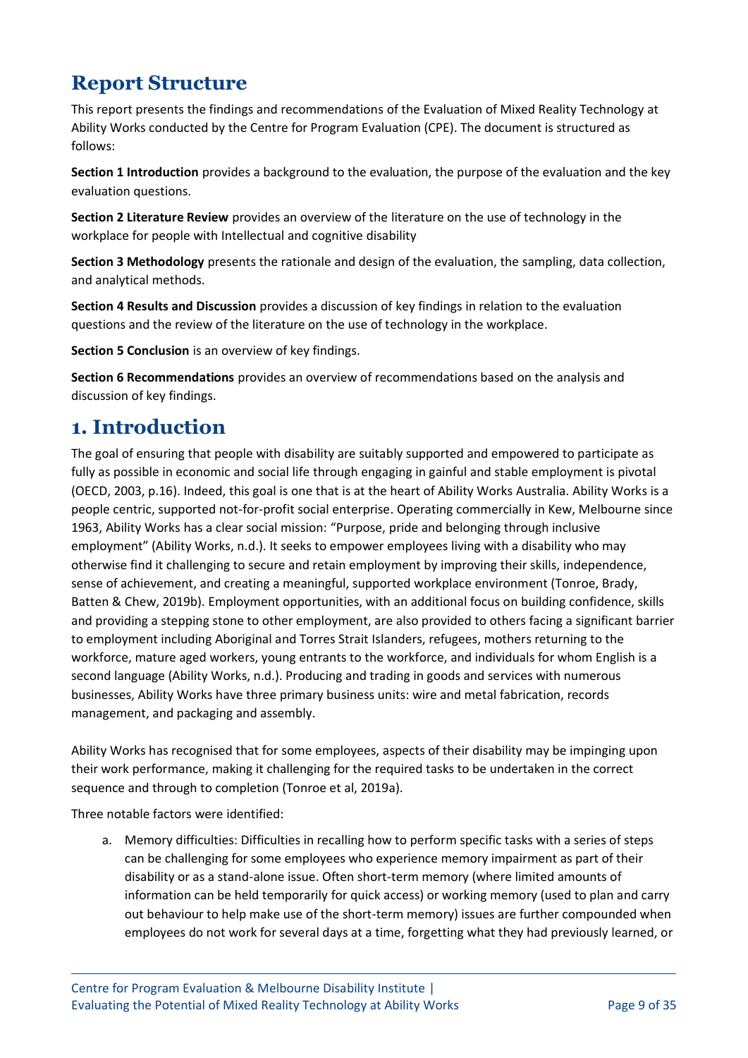## Report Structure

This report presents the findings and recommendations of the Evaluation of Mixed Reality Technology at Ability Works conducted by the Centre for Program Evaluation (CPE). The document is structured as follows:

**Section 1 Introduction** provides a background to the evaluation, the purpose of the evaluation and the key evaluation questions.

**Section 2 Literature Review** provides an overview of the literature on the use of technology in the workplace for people with Intellectual and cognitive disability

**Section 3 Methodology** presents the rationale and design of the evaluation, the sampling, data collection, and analytical methods.

**Section 4 Results and Discussion** provides a discussion of key findings in relation to the evaluation questions and the review of the literature on the use of technology in the workplace.

**Section 5 Conclusion** is an overview of key findings.

**Section 6 Recommendations** provides an overview of recommendations based on the analysis and discussion of key findings.

# 1. Introduction

The goal of ensuring that people with disability are suitably supported and empowered to participate as fully as possible in economic and social life through engaging in gainful and stable employment is pivotal (OECD, 2003, p.16). Indeed, this goal is one that is at the heart of Ability Works Australia. Ability Works is a people centric, supported not-for-profit social enterprise. Operating commercially in Kew, Melbourne since 1963, Ability Works has a clear social mission: "Purpose, pride and belonging through inclusive employment" (Ability Works, n.d.). It seeks to empower employees living with a disability who may otherwise find it challenging to secure and retain employment by improving their skills, independence, sense of achievement, and creating a meaningful, supported workplace environment (Tonroe, Brady, Batten & Chew, 2019b). Employment opportunities, with an additional focus on building confidence, skills and providing a stepping stone to other employment, are also provided to others facing a significant barrier to employment including Aboriginal and Torres Strait Islanders, refugees, mothers returning to the workforce, mature aged workers, young entrants to the workforce, and individuals for whom English is a second language (Ability Works, n.d.). Producing and trading in goods and services with numerous businesses, Ability Works have three primary business units: wire and metal fabrication, records management, and packaging and assembly.

Ability Works has recognised that for some employees, aspects of their disability may be impinging upon their work performance, making it challenging for the required tasks to be undertaken in the correct sequence and through to completion (Tonroe et al, 2019a).

Three notable factors were identified:

a. Memory difficulties: Difficulties in recalling how to perform specific tasks with a series of steps can be challenging for some employees who experience memory impairment as part of their disability or as a stand-alone issue. Often short-term memory (where limited amounts of information can be held temporarily for quick access) or working memory (used to plan and carry out behaviour to help make use of the short-term memory) issues are further compounded when employees do not work for several days at a time, forgetting what they had previously learned, or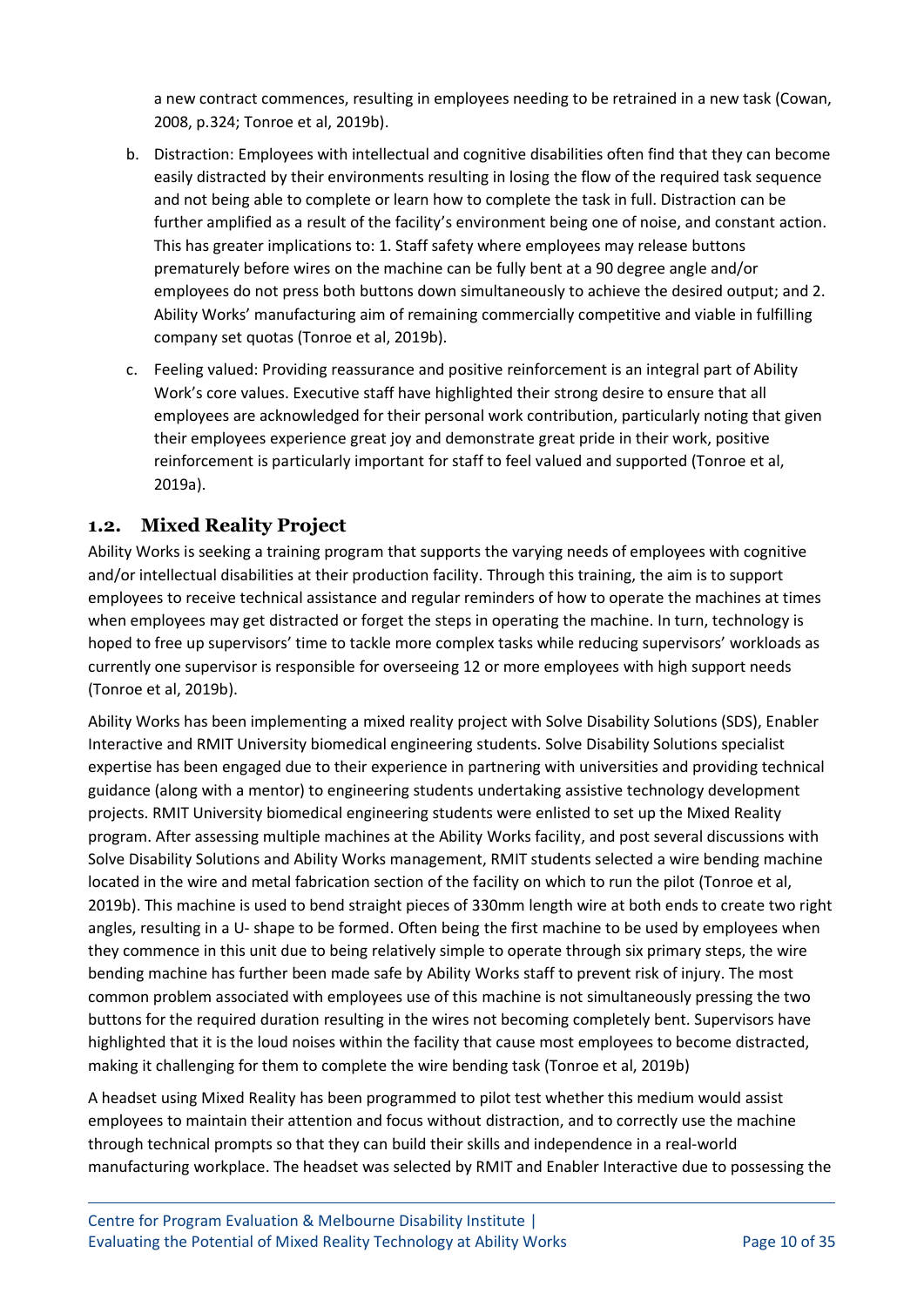a new contract commences, resulting in employees needing to be retrained in a new task (Cowan, 2008, p.324; Tonroe et al, 2019b).

b. Distraction: Employees with intellectual and cognitive disabilities often find that they can become easily distracted by their environments resulting in losing the flow of the required task sequence and not being able to complete or learn how to complete the task in full. Distraction can be further amplified as a result of the facility's environment being one of noise, and constant action. This has greater implications to: 1. Staff safety where employees may release buttons prematurely before wires on the machine can be fully bent at a 90 degree angle and/or employees do not press both buttons down simultaneously to achieve the desired output; and 2. Ability Works' manufacturing aim of remaining commercially competitive and viable in fulfilling company set quotas (Tonroe et al, 2019b).

c. Feeling valued: Providing reassurance and positive reinforcement is an integral part of Ability Work's core values. Executive staff have highlighted their strong desire to ensure that all employees are acknowledged for their personal work contribution, particularly noting that given their employees experience great joy and demonstrate great pride in their work, positive reinforcement is particularly important for staff to feel valued and supported (Tonroe et al, 2019a).

## 1.2. Mixed Reality Project

Ability Works is seeking a training program that supports the varying needs of employees with cognitive and/or intellectual disabilities at their production facility. Through this training, the aim is to support employees to receive technical assistance and regular reminders of how to operate the machines at times when employees may get distracted or forget the steps in operating the machine. In turn, technology is hoped to free up supervisors' time to tackle more complex tasks while reducing supervisors' workloads as currently one supervisor is responsible for overseeing 12 or more employees with high support needs (Tonroe et al, 2019b).

Ability Works has been implementing a mixed reality project with Solve Disability Solutions (SDS), Enabler Interactive and RMIT University biomedical engineering students. Solve Disability Solutions specialist expertise has been engaged due to their experience in partnering with universities and providing technical guidance (along with a mentor) to engineering students undertaking assistive technology development projects. RMIT University biomedical engineering students were enlisted to set up the Mixed Reality program. After assessing multiple machines at the Ability Works facility, and post several discussions with Solve Disability Solutions and Ability Works management, RMIT students selected a wire bending machine located in the wire and metal fabrication section of the facility on which to run the pilot (Tonroe et al, 2019b). This machine is used to bend straight pieces of 330mm length wire at both ends to create two right angles, resulting in a U- shape to be formed. Often being the first machine to be used by employees when they commence in this unit due to being relatively simple to operate through six primary steps, the wire bending machine has further been made safe by Ability Works staff to prevent risk of injury. The most common problem associated with employees use of this machine is not simultaneously pressing the two buttons for the required duration resulting in the wires not becoming completely bent. Supervisors have highlighted that it is the loud noises within the facility that cause most employees to become distracted, making it challenging for them to complete the wire bending task (Tonroe et al, 2019b)

A headset using Mixed Reality has been programmed to pilot test whether this medium would assist employees to maintain their attention and focus without distraction, and to correctly use the machine through technical prompts so that they can build their skills and independence in a real-world manufacturing workplace. The headset was selected by RMIT and Enabler Interactive due to possessing the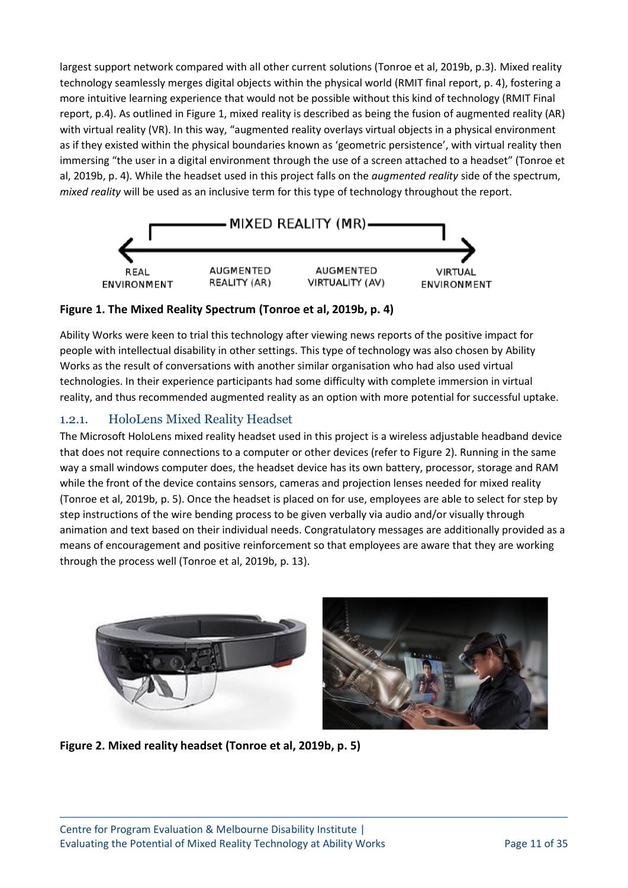largest support network compared with all other current solutions (Tonroe et al, 2019b, p.3). Mixed reality technology seamlessly merges digital objects within the physical world (RMIT final report, p. 4), fostering a more intuitive learning experience that would not be possible without this kind of technology (RMIT Final report, p.4). As outlined in Figure 1, mixed reality is described as being the fusion of augmented reality (AR) with virtual reality (VR). In this way, "augmented reality overlays virtual objects in a physical environment as if they existed within the physical boundaries known as 'geometric persistence', with virtual reality then immersing "the user in a digital environment through the use of a screen attached to a headset" (Tonroe et al, 2019b, p. 4). While the headset used in this project falls on the *augmented reality* side of the spectrum, *mixed reality* will be used as an inclusive term for this type of technology throughout the report.

**Figure 1. The Mixed Reality Spectrum (Tonroe et al, 2019b, p. 4)**

Ability Works were keen to trial this technology after viewing news reports of the positive impact for people with intellectual disability in other settings. This type of technology was also chosen by Ability Works as the result of conversations with another similar organisation who had also used virtual technologies. In their experience participants had some difficulty with complete immersion in virtual reality, and thus recommended augmented reality as an option with more potential for successful uptake.

### 1.2.1. HoloLens Mixed Reality Headset

The Microsoft HoloLens mixed reality headset used in this project is a wireless adjustable headband device that does not require connections to a computer or other devices (refer to Figure 2). Running in the same way a small windows computer does, the headset device has its own battery, processor, storage and RAM while the front of the device contains sensors, cameras and projection lenses needed for mixed reality (Tonroe et al, 2019b, p. 5). Once the headset is placed on for use, employees are able to select for step by step instructions of the wire bending process to be given verbally via audio and/or visually through animation and text based on their individual needs. Congratulatory messages are additionally provided as a means of encouragement and positive reinforcement so that employees are aware that they are working through the process well (Tonroe et al, 2019b, p. 13).

**Figure 2. Mixed reality headset (Tonroe et al, 2019b, p. 5)**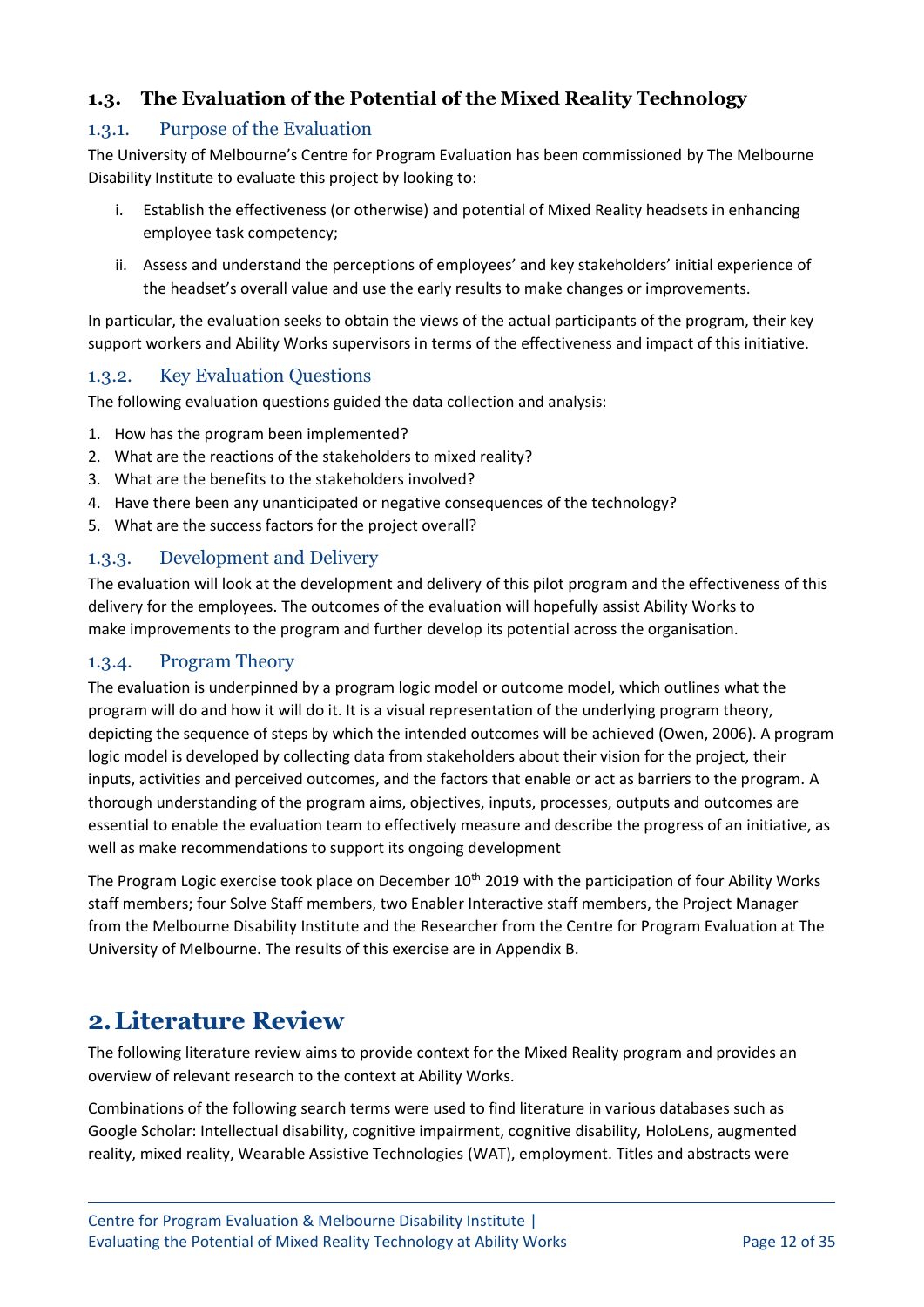### 1.3. The Evaluation of the Potential of the Mixed Reality Technology

#### 1.3.1. Purpose of the Evaluation

The University of Melbourne's Centre for Program Evaluation has been commissioned by The Melbourne Disability Institute to evaluate this project by looking to:

i. Establish the effectiveness (or otherwise) and potential of Mixed Reality headsets in enhancing employee task competency;

ii. Assess and understand the perceptions of employees' and key stakeholders' initial experience of the headset's overall value and use the early results to make changes or improvements.

In particular, the evaluation seeks to obtain the views of the actual participants of the program, their key support workers and Ability Works supervisors in terms of the effectiveness and impact of this initiative.

#### 1.3.2. Key Evaluation Questions

The following evaluation questions guided the data collection and analysis:

1. How has the program been implemented?
2. What are the reactions of the stakeholders to mixed reality?
3. What are the benefits to the stakeholders involved?
4. Have there been any unanticipated or negative consequences of the technology?
5. What are the success factors for the project overall?

#### 1.3.3. Development and Delivery

The evaluation will look at the development and delivery of this pilot program and the effectiveness of this delivery for the employees. The outcomes of the evaluation will hopefully assist Ability Works to make improvements to the program and further develop its potential across the organisation.

#### 1.3.4. Program Theory

The evaluation is underpinned by a program logic model or outcome model, which outlines what the program will do and how it will do it. It is a visual representation of the underlying program theory, depicting the sequence of steps by which the intended outcomes will be achieved (Owen, 2006). A program logic model is developed by collecting data from stakeholders about their vision for the project, their inputs, activities and perceived outcomes, and the factors that enable or act as barriers to the program. A thorough understanding of the program aims, objectives, inputs, processes, outputs and outcomes are essential to enable the evaluation team to effectively measure and describe the progress of an initiative, as well as make recommendations to support its ongoing development

The Program Logic exercise took place on December 10th 2019 with the participation of four Ability Works staff members; four Solve Staff members, two Enabler Interactive staff members, the Project Manager from the Melbourne Disability Institute and the Researcher from the Centre for Program Evaluation at The University of Melbourne. The results of this exercise are in Appendix B.

# 2. Literature Review

The following literature review aims to provide context for the Mixed Reality program and provides an overview of relevant research to the context at Ability Works.

Combinations of the following search terms were used to find literature in various databases such as Google Scholar: Intellectual disability, cognitive impairment, cognitive disability, HoloLens, augmented reality, mixed reality, Wearable Assistive Technologies (WAT), employment. Titles and abstracts were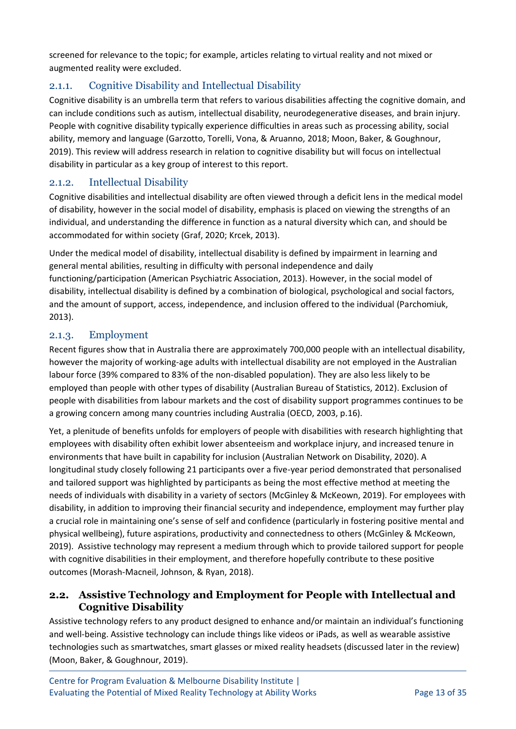screened for relevance to the topic; for example, articles relating to virtual reality and not mixed or augmented reality were excluded.

### 2.1.1. Cognitive Disability and Intellectual Disability

Cognitive disability is an umbrella term that refers to various disabilities affecting the cognitive domain, and can include conditions such as autism, intellectual disability, neurodegenerative diseases, and brain injury. People with cognitive disability typically experience difficulties in areas such as processing ability, social ability, memory and language (Garzotto, Torelli, Vona, & Aruanno, 2018; Moon, Baker, & Goughnour, 2019). This review will address research in relation to cognitive disability but will focus on intellectual disability in particular as a key group of interest to this report.

### 2.1.2. Intellectual Disability

Cognitive disabilities and intellectual disability are often viewed through a deficit lens in the medical model of disability, however in the social model of disability, emphasis is placed on viewing the strengths of an individual, and understanding the difference in function as a natural diversity which can, and should be accommodated for within society (Graf, 2020; Krcek, 2013).

Under the medical model of disability, intellectual disability is defined by impairment in learning and general mental abilities, resulting in difficulty with personal independence and daily functioning/participation (American Psychiatric Association, 2013). However, in the social model of disability, intellectual disability is defined by a combination of biological, psychological and social factors, and the amount of support, access, independence, and inclusion offered to the individual (Parchomiuk, 2013).

### 2.1.3. Employment

Recent figures show that in Australia there are approximately 700,000 people with an intellectual disability, however the majority of working-age adults with intellectual disability are not employed in the Australian labour force (39% compared to 83% of the non-disabled population). They are also less likely to be employed than people with other types of disability (Australian Bureau of Statistics, 2012). Exclusion of people with disabilities from labour markets and the cost of disability support programmes continues to be a growing concern among many countries including Australia (OECD, 2003, p.16).

Yet, a plenitude of benefits unfolds for employers of people with disabilities with research highlighting that employees with disability often exhibit lower absenteeism and workplace injury, and increased tenure in environments that have built in capability for inclusion (Australian Network on Disability, 2020). A longitudinal study closely following 21 participants over a five-year period demonstrated that personalised and tailored support was highlighted by participants as being the most effective method at meeting the needs of individuals with disability in a variety of sectors (McGinley & McKeown, 2019). For employees with disability, in addition to improving their financial security and independence, employment may further play a crucial role in maintaining one's sense of self and confidence (particularly in fostering positive mental and physical wellbeing), future aspirations, productivity and connectedness to others (McGinley & McKeown, 2019). Assistive technology may represent a medium through which to provide tailored support for people with cognitive disabilities in their employment, and therefore hopefully contribute to these positive outcomes (Morash-Macneil, Johnson, & Ryan, 2018).

## 2.2. Assistive Technology and Employment for People with Intellectual and Cognitive Disability

Assistive technology refers to any product designed to enhance and/or maintain an individual's functioning and well-being. Assistive technology can include things like videos or iPads, as well as wearable assistive technologies such as smartwatches, smart glasses or mixed reality headsets (discussed later in the review) (Moon, Baker, & Goughnour, 2019).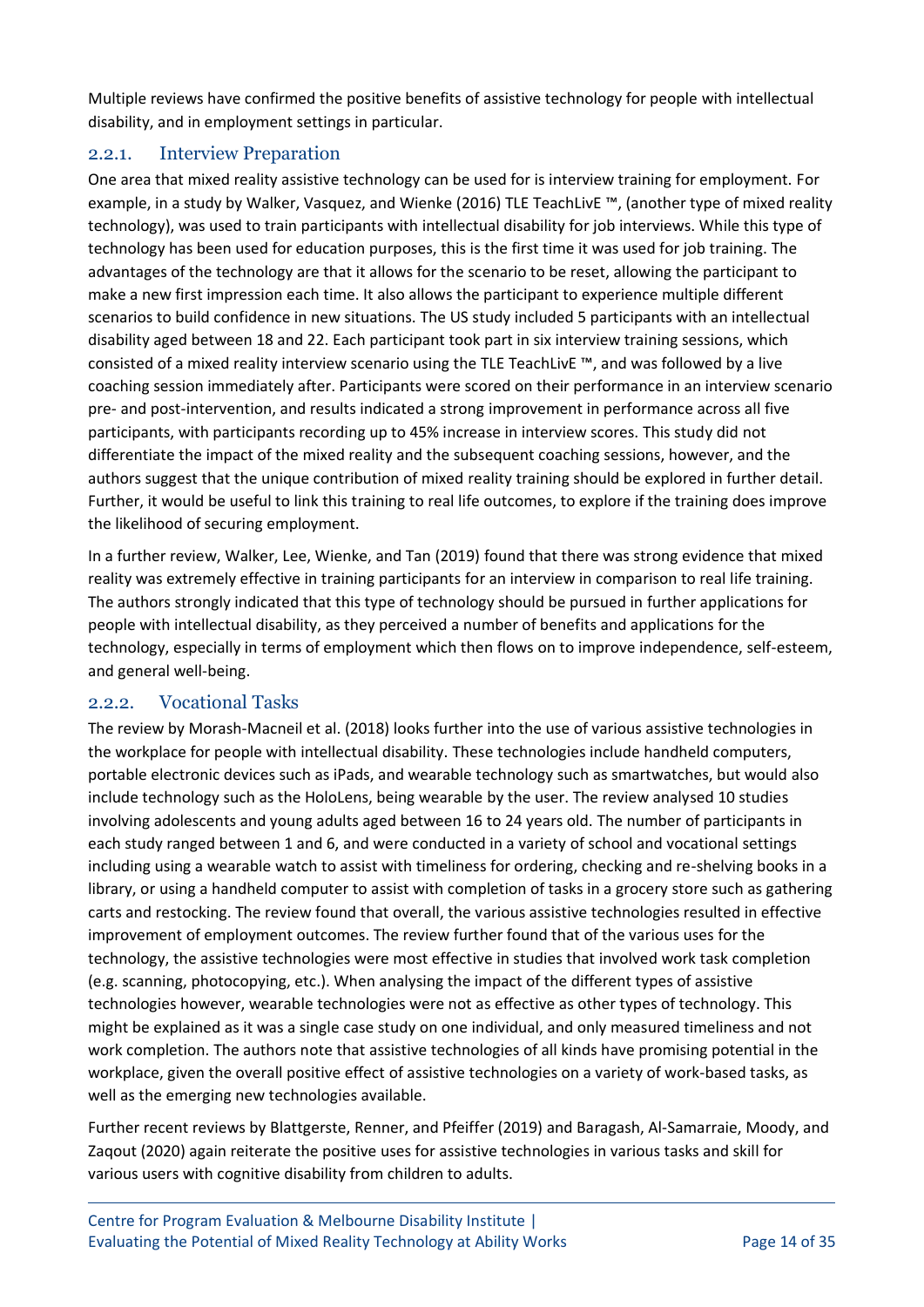Multiple reviews have confirmed the positive benefits of assistive technology for people with intellectual disability, and in employment settings in particular.

### 2.2.1. Interview Preparation

One area that mixed reality assistive technology can be used for is interview training for employment. For example, in a study by Walker, Vasquez, and Wienke (2016) TLE TeachLivE ™, (another type of mixed reality technology), was used to train participants with intellectual disability for job interviews. While this type of technology has been used for education purposes, this is the first time it was used for job training. The advantages of the technology are that it allows for the scenario to be reset, allowing the participant to make a new first impression each time. It also allows the participant to experience multiple different scenarios to build confidence in new situations. The US study included 5 participants with an intellectual disability aged between 18 and 22. Each participant took part in six interview training sessions, which consisted of a mixed reality interview scenario using the TLE TeachLivE ™, and was followed by a live coaching session immediately after. Participants were scored on their performance in an interview scenario pre- and post-intervention, and results indicated a strong improvement in performance across all five participants, with participants recording up to 45% increase in interview scores. This study did not differentiate the impact of the mixed reality and the subsequent coaching sessions, however, and the authors suggest that the unique contribution of mixed reality training should be explored in further detail. Further, it would be useful to link this training to real life outcomes, to explore if the training does improve the likelihood of securing employment.

In a further review, Walker, Lee, Wienke, and Tan (2019) found that there was strong evidence that mixed reality was extremely effective in training participants for an interview in comparison to real life training. The authors strongly indicated that this type of technology should be pursued in further applications for people with intellectual disability, as they perceived a number of benefits and applications for the technology, especially in terms of employment which then flows on to improve independence, self-esteem, and general well-being.

### 2.2.2. Vocational Tasks

The review by Morash-Macneil et al. (2018) looks further into the use of various assistive technologies in the workplace for people with intellectual disability. These technologies include handheld computers, portable electronic devices such as iPads, and wearable technology such as smartwatches, but would also include technology such as the HoloLens, being wearable by the user. The review analysed 10 studies involving adolescents and young adults aged between 16 to 24 years old. The number of participants in each study ranged between 1 and 6, and were conducted in a variety of school and vocational settings including using a wearable watch to assist with timeliness for ordering, checking and re-shelving books in a library, or using a handheld computer to assist with completion of tasks in a grocery store such as gathering carts and restocking. The review found that overall, the various assistive technologies resulted in effective improvement of employment outcomes. The review further found that of the various uses for the technology, the assistive technologies were most effective in studies that involved work task completion (e.g. scanning, photocopying, etc.). When analysing the impact of the different types of assistive technologies however, wearable technologies were not as effective as other types of technology. This might be explained as it was a single case study on one individual, and only measured timeliness and not work completion. The authors note that assistive technologies of all kinds have promising potential in the workplace, given the overall positive effect of assistive technologies on a variety of work-based tasks, as well as the emerging new technologies available.

Further recent reviews by Blattgerste, Renner, and Pfeiffer (2019) and Baragash, Al-Samarraie, Moody, and Zaqout (2020) again reiterate the positive uses for assistive technologies in various tasks and skill for various users with cognitive disability from children to adults.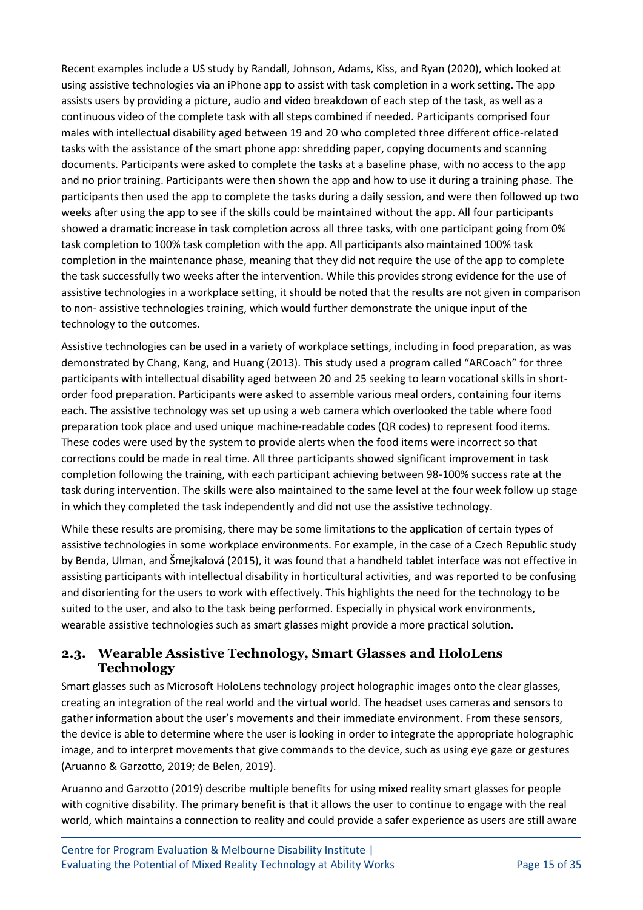Recent examples include a US study by Randall, Johnson, Adams, Kiss, and Ryan (2020), which looked at using assistive technologies via an iPhone app to assist with task completion in a work setting. The app assists users by providing a picture, audio and video breakdown of each step of the task, as well as a continuous video of the complete task with all steps combined if needed. Participants comprised four males with intellectual disability aged between 19 and 20 who completed three different office-related tasks with the assistance of the smart phone app: shredding paper, copying documents and scanning documents. Participants were asked to complete the tasks at a baseline phase, with no access to the app and no prior training. Participants were then shown the app and how to use it during a training phase. The participants then used the app to complete the tasks during a daily session, and were then followed up two weeks after using the app to see if the skills could be maintained without the app. All four participants showed a dramatic increase in task completion across all three tasks, with one participant going from 0% task completion to 100% task completion with the app. All participants also maintained 100% task completion in the maintenance phase, meaning that they did not require the use of the app to complete the task successfully two weeks after the intervention. While this provides strong evidence for the use of assistive technologies in a workplace setting, it should be noted that the results are not given in comparison to non- assistive technologies training, which would further demonstrate the unique input of the technology to the outcomes.

Assistive technologies can be used in a variety of workplace settings, including in food preparation, as was demonstrated by Chang, Kang, and Huang (2013). This study used a program called "ARCoach" for three participants with intellectual disability aged between 20 and 25 seeking to learn vocational skills in short-order food preparation. Participants were asked to assemble various meal orders, containing four items each. The assistive technology was set up using a web camera which overlooked the table where food preparation took place and used unique machine-readable codes (QR codes) to represent food items. These codes were used by the system to provide alerts when the food items were incorrect so that corrections could be made in real time. All three participants showed significant improvement in task completion following the training, with each participant achieving between 98-100% success rate at the task during intervention. The skills were also maintained to the same level at the four week follow up stage in which they completed the task independently and did not use the assistive technology.

While these results are promising, there may be some limitations to the application of certain types of assistive technologies in some workplace environments. For example, in the case of a Czech Republic study by Benda, Ulman, and Šmejkalová (2015), it was found that a handheld tablet interface was not effective in assisting participants with intellectual disability in horticultural activities, and was reported to be confusing and disorienting for the users to work with effectively. This highlights the need for the technology to be suited to the user, and also to the task being performed. Especially in physical work environments, wearable assistive technologies such as smart glasses might provide a more practical solution.

## 2.3. Wearable Assistive Technology, Smart Glasses and HoloLens Technology

Smart glasses such as Microsoft HoloLens technology project holographic images onto the clear glasses, creating an integration of the real world and the virtual world. The headset uses cameras and sensors to gather information about the user's movements and their immediate environment. From these sensors, the device is able to determine where the user is looking in order to integrate the appropriate holographic image, and to interpret movements that give commands to the device, such as using eye gaze or gestures (Aruanno & Garzotto, 2019; de Belen, 2019).

Aruanno and Garzotto (2019) describe multiple benefits for using mixed reality smart glasses for people with cognitive disability. The primary benefit is that it allows the user to continue to engage with the real world, which maintains a connection to reality and could provide a safer experience as users are still aware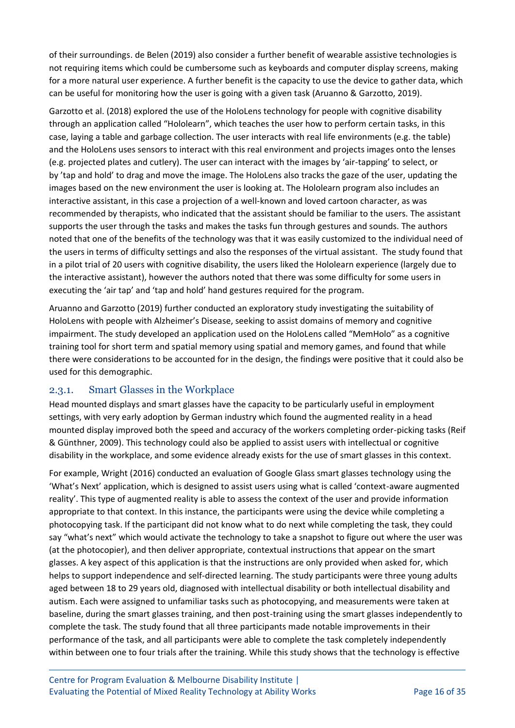of their surroundings. de Belen (2019) also consider a further benefit of wearable assistive technologies is not requiring items which could be cumbersome such as keyboards and computer display screens, making for a more natural user experience. A further benefit is the capacity to use the device to gather data, which can be useful for monitoring how the user is going with a given task (Aruanno & Garzotto, 2019).

Garzotto et al. (2018) explored the use of the HoloLens technology for people with cognitive disability through an application called "Hololearn", which teaches the user how to perform certain tasks, in this case, laying a table and garbage collection. The user interacts with real life environments (e.g. the table) and the HoloLens uses sensors to interact with this real environment and projects images onto the lenses (e.g. projected plates and cutlery). The user can interact with the images by 'air-tapping' to select, or by 'tap and hold' to drag and move the image. The HoloLens also tracks the gaze of the user, updating the images based on the new environment the user is looking at. The Hololearn program also includes an interactive assistant, in this case a projection of a well-known and loved cartoon character, as was recommended by therapists, who indicated that the assistant should be familiar to the users. The assistant supports the user through the tasks and makes the tasks fun through gestures and sounds. The authors noted that one of the benefits of the technology was that it was easily customized to the individual need of the users in terms of difficulty settings and also the responses of the virtual assistant. The study found that in a pilot trial of 20 users with cognitive disability, the users liked the Hololearn experience (largely due to the interactive assistant), however the authors noted that there was some difficulty for some users in executing the 'air tap' and 'tap and hold' hand gestures required for the program.

Aruanno and Garzotto (2019) further conducted an exploratory study investigating the suitability of HoloLens with people with Alzheimer's Disease, seeking to assist domains of memory and cognitive impairment. The study developed an application used on the HoloLens called "MemHolo" as a cognitive training tool for short term and spatial memory using spatial and memory games, and found that while there were considerations to be accounted for in the design, the findings were positive that it could also be used for this demographic.

### 2.3.1. Smart Glasses in the Workplace

Head mounted displays and smart glasses have the capacity to be particularly useful in employment settings, with very early adoption by German industry which found the augmented reality in a head mounted display improved both the speed and accuracy of the workers completing order-picking tasks (Reif & Günthner, 2009). This technology could also be applied to assist users with intellectual or cognitive disability in the workplace, and some evidence already exists for the use of smart glasses in this context.

For example, Wright (2016) conducted an evaluation of Google Glass smart glasses technology using the 'What's Next' application, which is designed to assist users using what is called 'context-aware augmented reality'. This type of augmented reality is able to assess the context of the user and provide information appropriate to that context. In this instance, the participants were using the device while completing a photocopying task. If the participant did not know what to do next while completing the task, they could say "what's next" which would activate the technology to take a snapshot to figure out where the user was (at the photocopier), and then deliver appropriate, contextual instructions that appear on the smart glasses. A key aspect of this application is that the instructions are only provided when asked for, which helps to support independence and self-directed learning. The study participants were three young adults aged between 18 to 29 years old, diagnosed with intellectual disability or both intellectual disability and autism. Each were assigned to unfamiliar tasks such as photocopying, and measurements were taken at baseline, during the smart glasses training, and then post-training using the smart glasses independently to complete the task. The study found that all three participants made notable improvements in their performance of the task, and all participants were able to complete the task completely independently within between one to four trials after the training. While this study shows that the technology is effective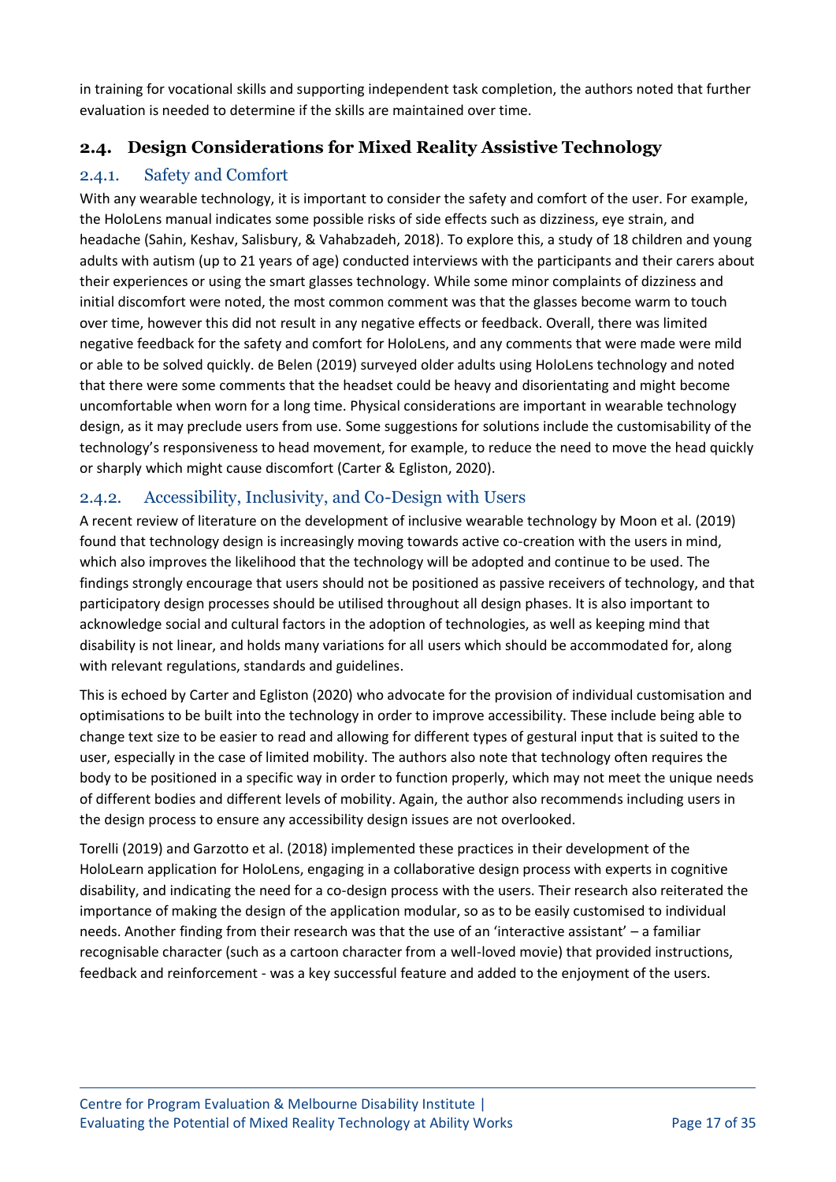in training for vocational skills and supporting independent task completion, the authors noted that further evaluation is needed to determine if the skills are maintained over time.

## 2.4. Design Considerations for Mixed Reality Assistive Technology

### 2.4.1. Safety and Comfort

With any wearable technology, it is important to consider the safety and comfort of the user. For example, the HoloLens manual indicates some possible risks of side effects such as dizziness, eye strain, and headache (Sahin, Keshav, Salisbury, & Vahabzadeh, 2018). To explore this, a study of 18 children and young adults with autism (up to 21 years of age) conducted interviews with the participants and their carers about their experiences or using the smart glasses technology. While some minor complaints of dizziness and initial discomfort were noted, the most common comment was that the glasses become warm to touch over time, however this did not result in any negative effects or feedback. Overall, there was limited negative feedback for the safety and comfort for HoloLens, and any comments that were made were mild or able to be solved quickly. de Belen (2019) surveyed older adults using HoloLens technology and noted that there were some comments that the headset could be heavy and disorientating and might become uncomfortable when worn for a long time. Physical considerations are important in wearable technology design, as it may preclude users from use. Some suggestions for solutions include the customisability of the technology's responsiveness to head movement, for example, to reduce the need to move the head quickly or sharply which might cause discomfort (Carter & Egliston, 2020).

### 2.4.2. Accessibility, Inclusivity, and Co-Design with Users

A recent review of literature on the development of inclusive wearable technology by Moon et al. (2019) found that technology design is increasingly moving towards active co-creation with the users in mind, which also improves the likelihood that the technology will be adopted and continue to be used. The findings strongly encourage that users should not be positioned as passive receivers of technology, and that participatory design processes should be utilised throughout all design phases. It is also important to acknowledge social and cultural factors in the adoption of technologies, as well as keeping mind that disability is not linear, and holds many variations for all users which should be accommodated for, along with relevant regulations, standards and guidelines.

This is echoed by Carter and Egliston (2020) who advocate for the provision of individual customisation and optimisations to be built into the technology in order to improve accessibility. These include being able to change text size to be easier to read and allowing for different types of gestural input that is suited to the user, especially in the case of limited mobility. The authors also note that technology often requires the body to be positioned in a specific way in order to function properly, which may not meet the unique needs of different bodies and different levels of mobility. Again, the author also recommends including users in the design process to ensure any accessibility design issues are not overlooked.

Torelli (2019) and Garzotto et al. (2018) implemented these practices in their development of the HoloLearn application for HoloLens, engaging in a collaborative design process with experts in cognitive disability, and indicating the need for a co-design process with the users. Their research also reiterated the importance of making the design of the application modular, so as to be easily customised to individual needs. Another finding from their research was that the use of an 'interactive assistant' – a familiar recognisable character (such as a cartoon character from a well-loved movie) that provided instructions, feedback and reinforcement - was a key successful feature and added to the enjoyment of the users.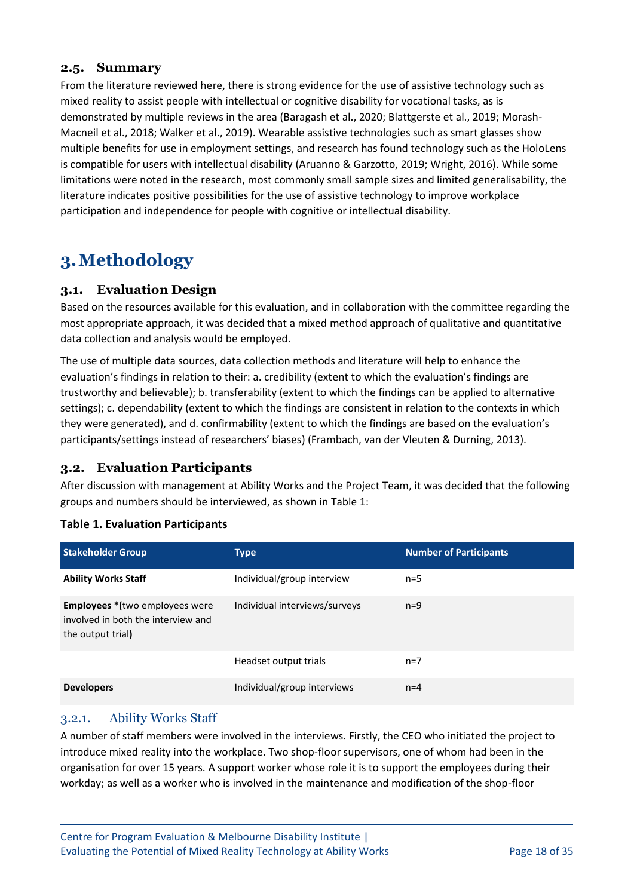### 2.5. Summary

From the literature reviewed here, there is strong evidence for the use of assistive technology such as mixed reality to assist people with intellectual or cognitive disability for vocational tasks, as is demonstrated by multiple reviews in the area (Baragash et al., 2020; Blattgerste et al., 2019; Morash-Macneil et al., 2018; Walker et al., 2019). Wearable assistive technologies such as smart glasses show multiple benefits for use in employment settings, and research has found technology such as the HoloLens is compatible for users with intellectual disability (Aruanno & Garzotto, 2019; Wright, 2016). While some limitations were noted in the research, most commonly small sample sizes and limited generalisability, the literature indicates positive possibilities for the use of assistive technology to improve workplace participation and independence for people with cognitive or intellectual disability.

# 3. Methodology

### 3.1. Evaluation Design

Based on the resources available for this evaluation, and in collaboration with the committee regarding the most appropriate approach, it was decided that a mixed method approach of qualitative and quantitative data collection and analysis would be employed.

The use of multiple data sources, data collection methods and literature will help to enhance the evaluation's findings in relation to their: a. credibility (extent to which the evaluation's findings are trustworthy and believable); b. transferability (extent to which the findings can be applied to alternative settings); c. dependability (extent to which the findings are consistent in relation to the contexts in which they were generated), and d. confirmability (extent to which the findings are based on the evaluation's participants/settings instead of researchers' biases) (Frambach, van der Vleuten & Durning, 2013).

### 3.2. Evaluation Participants

After discussion with management at Ability Works and the Project Team, it was decided that the following groups and numbers should be interviewed, as shown in Table 1:

**Table 1. Evaluation Participants**

| Stakeholder Group | Type | Number of Participants |
|---|---|---|
| **Ability Works Staff** | Individual/group interview | n=5 |
| **Employees \*(**two employees were involved in both the interview and the output trial**)** | Individual interviews/surveys | n=9 |
| | Headset output trials | n=7 |
| **Developers** | Individual/group interviews | n=4 |

#### 3.2.1. Ability Works Staff

A number of staff members were involved in the interviews. Firstly, the CEO who initiated the project to introduce mixed reality into the workplace. Two shop-floor supervisors, one of whom had been in the organisation for over 15 years. A support worker whose role it is to support the employees during their workday; as well as a worker who is involved in the maintenance and modification of the shop-floor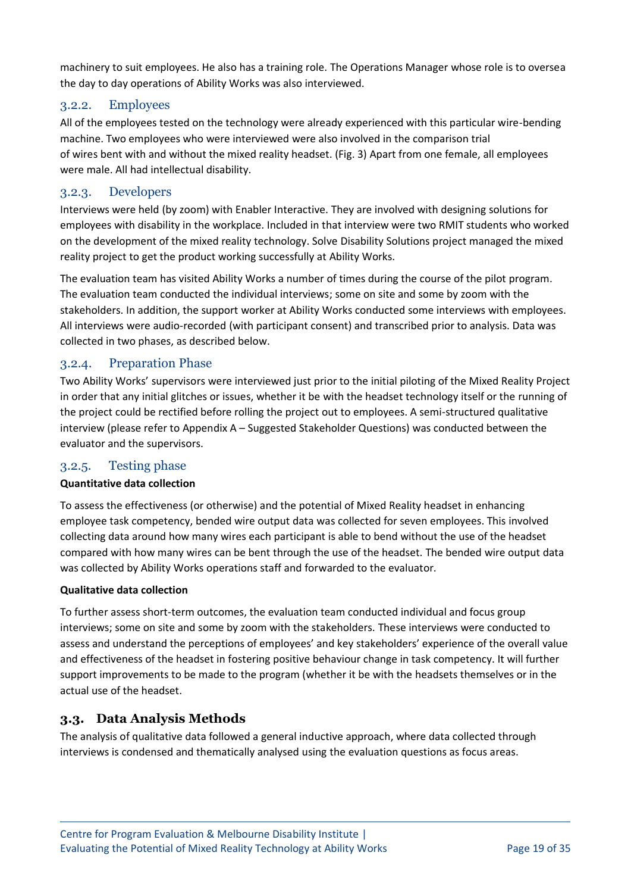machinery to suit employees. He also has a training role. The Operations Manager whose role is to oversea the day to day operations of Ability Works was also interviewed.

### 3.2.2. Employees

All of the employees tested on the technology were already experienced with this particular wire-bending machine. Two employees who were interviewed were also involved in the comparison trial of wires bent with and without the mixed reality headset. (Fig. 3) Apart from one female, all employees were male. All had intellectual disability.

### 3.2.3. Developers

Interviews were held (by zoom) with Enabler Interactive. They are involved with designing solutions for employees with disability in the workplace. Included in that interview were two RMIT students who worked on the development of the mixed reality technology. Solve Disability Solutions project managed the mixed reality project to get the product working successfully at Ability Works.

The evaluation team has visited Ability Works a number of times during the course of the pilot program. The evaluation team conducted the individual interviews; some on site and some by zoom with the stakeholders. In addition, the support worker at Ability Works conducted some interviews with employees. All interviews were audio-recorded (with participant consent) and transcribed prior to analysis. Data was collected in two phases, as described below.

### 3.2.4. Preparation Phase

Two Ability Works' supervisors were interviewed just prior to the initial piloting of the Mixed Reality Project in order that any initial glitches or issues, whether it be with the headset technology itself or the running of the project could be rectified before rolling the project out to employees. A semi-structured qualitative interview (please refer to Appendix A – Suggested Stakeholder Questions) was conducted between the evaluator and the supervisors.

### 3.2.5. Testing phase

**Quantitative data collection**

To assess the effectiveness (or otherwise) and the potential of Mixed Reality headset in enhancing employee task competency, bended wire output data was collected for seven employees. This involved collecting data around how many wires each participant is able to bend without the use of the headset compared with how many wires can be bent through the use of the headset. The bended wire output data was collected by Ability Works operations staff and forwarded to the evaluator.

**Qualitative data collection**

To further assess short-term outcomes, the evaluation team conducted individual and focus group interviews; some on site and some by zoom with the stakeholders. These interviews were conducted to assess and understand the perceptions of employees' and key stakeholders' experience of the overall value and effectiveness of the headset in fostering positive behaviour change in task competency. It will further support improvements to be made to the program (whether it be with the headsets themselves or in the actual use of the headset.

## 3.3. Data Analysis Methods

The analysis of qualitative data followed a general inductive approach, where data collected through interviews is condensed and thematically analysed using the evaluation questions as focus areas.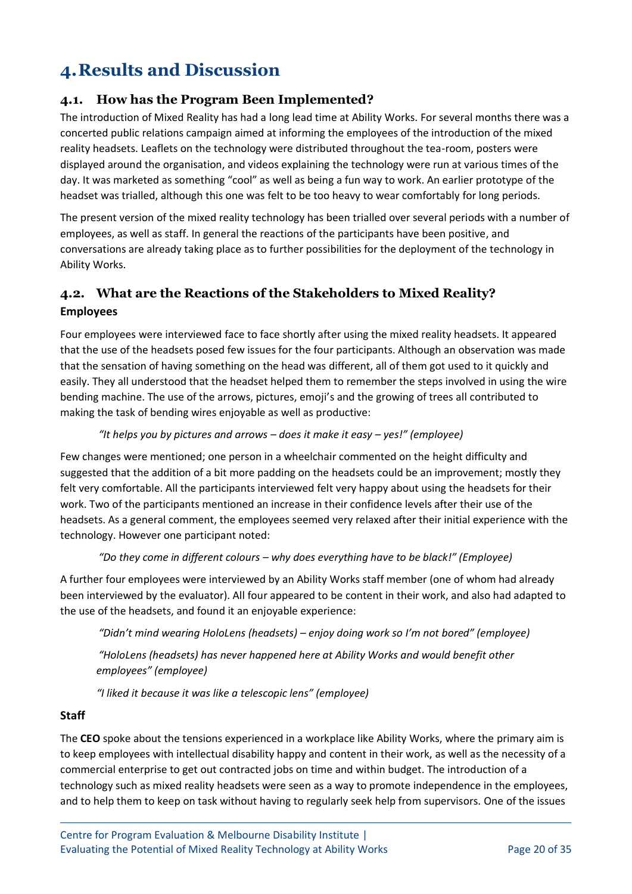# 4. Results and Discussion

## 4.1. How has the Program Been Implemented?

The introduction of Mixed Reality has had a long lead time at Ability Works. For several months there was a concerted public relations campaign aimed at informing the employees of the introduction of the mixed reality headsets. Leaflets on the technology were distributed throughout the tea-room, posters were displayed around the organisation, and videos explaining the technology were run at various times of the day. It was marketed as something "cool" as well as being a fun way to work. An earlier prototype of the headset was trialled, although this one was felt to be too heavy to wear comfortably for long periods.

The present version of the mixed reality technology has been trialled over several periods with a number of employees, as well as staff. In general the reactions of the participants have been positive, and conversations are already taking place as to further possibilities for the deployment of the technology in Ability Works.

## 4.2. What are the Reactions of the Stakeholders to Mixed Reality?

### Employees

Four employees were interviewed face to face shortly after using the mixed reality headsets. It appeared that the use of the headsets posed few issues for the four participants. Although an observation was made that the sensation of having something on the head was different, all of them got used to it quickly and easily. They all understood that the headset helped them to remember the steps involved in using the wire bending machine. The use of the arrows, pictures, emoji's and the growing of trees all contributed to making the task of bending wires enjoyable as well as productive:

> *"It helps you by pictures and arrows – does it make it easy – yes!" (employee)*

Few changes were mentioned; one person in a wheelchair commented on the height difficulty and suggested that the addition of a bit more padding on the headsets could be an improvement; mostly they felt very comfortable. All the participants interviewed felt very happy about using the headsets for their work. Two of the participants mentioned an increase in their confidence levels after their use of the headsets. As a general comment, the employees seemed very relaxed after their initial experience with the technology. However one participant noted:

> *"Do they come in different colours – why does everything have to be black!" (Employee)*

A further four employees were interviewed by an Ability Works staff member (one of whom had already been interviewed by the evaluator). All four appeared to be content in their work, and also had adapted to the use of the headsets, and found it an enjoyable experience:

> *"Didn't mind wearing HoloLens (headsets) – enjoy doing work so I'm not bored" (employee)*
>
> *"HoloLens (headsets) has never happened here at Ability Works and would benefit other employees" (employee)*
>
> *"I liked it because it was like a telescopic lens" (employee)*

### Staff

The **CEO** spoke about the tensions experienced in a workplace like Ability Works, where the primary aim is to keep employees with intellectual disability happy and content in their work, as well as the necessity of a commercial enterprise to get out contracted jobs on time and within budget. The introduction of a technology such as mixed reality headsets were seen as a way to promote independence in the employees, and to help them to keep on task without having to regularly seek help from supervisors. One of the issues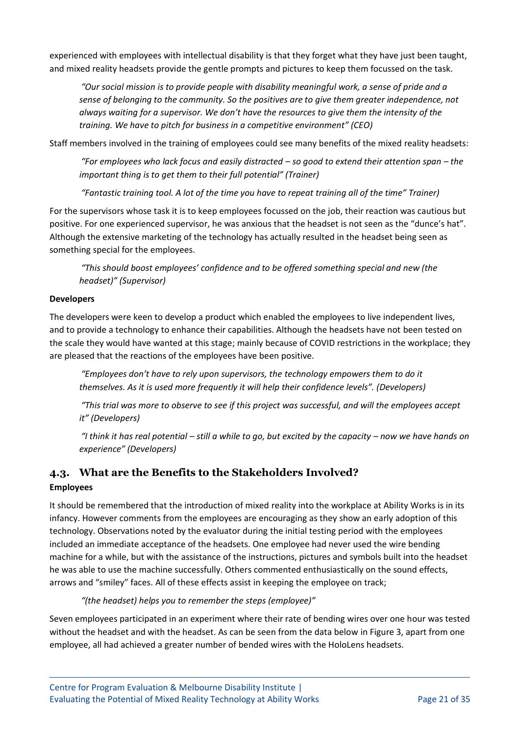experienced with employees with intellectual disability is that they forget what they have just been taught, and mixed reality headsets provide the gentle prompts and pictures to keep them focussed on the task.

> *"Our social mission is to provide people with disability meaningful work, a sense of pride and a sense of belonging to the community. So the positives are to give them greater independence, not always waiting for a supervisor. We don't have the resources to give them the intensity of the training. We have to pitch for business in a competitive environment" (CEO)*

Staff members involved in the training of employees could see many benefits of the mixed reality headsets:

> *"For employees who lack focus and easily distracted – so good to extend their attention span – the important thing is to get them to their full potential" (Trainer)*

> *"Fantastic training tool. A lot of the time you have to repeat training all of the time" Trainer)*

For the supervisors whose task it is to keep employees focussed on the job, their reaction was cautious but positive. For one experienced supervisor, he was anxious that the headset is not seen as the "dunce's hat". Although the extensive marketing of the technology has actually resulted in the headset being seen as something special for the employees.

> *"This should boost employees' confidence and to be offered something special and new (the headset)" (Supervisor)*

**Developers**

The developers were keen to develop a product which enabled the employees to live independent lives, and to provide a technology to enhance their capabilities. Although the headsets have not been tested on the scale they would have wanted at this stage; mainly because of COVID restrictions in the workplace; they are pleased that the reactions of the employees have been positive.

> *"Employees don't have to rely upon supervisors, the technology empowers them to do it themselves. As it is used more frequently it will help their confidence levels". (Developers)*

> *"This trial was more to observe to see if this project was successful, and will the employees accept it" (Developers)*

> *"I think it has real potential – still a while to go, but excited by the capacity – now we have hands on experience" (Developers)*

## 4.3. What are the Benefits to the Stakeholders Involved?

**Employees**

It should be remembered that the introduction of mixed reality into the workplace at Ability Works is in its infancy. However comments from the employees are encouraging as they show an early adoption of this technology. Observations noted by the evaluator during the initial testing period with the employees included an immediate acceptance of the headsets. One employee had never used the wire bending machine for a while, but with the assistance of the instructions, pictures and symbols built into the headset he was able to use the machine successfully. Others commented enthusiastically on the sound effects, arrows and "smiley" faces. All of these effects assist in keeping the employee on track;

> *"(the headset) helps you to remember the steps (employee)"*

Seven employees participated in an experiment where their rate of bending wires over one hour was tested without the headset and with the headset. As can be seen from the data below in Figure 3, apart from one employee, all had achieved a greater number of bended wires with the HoloLens headsets.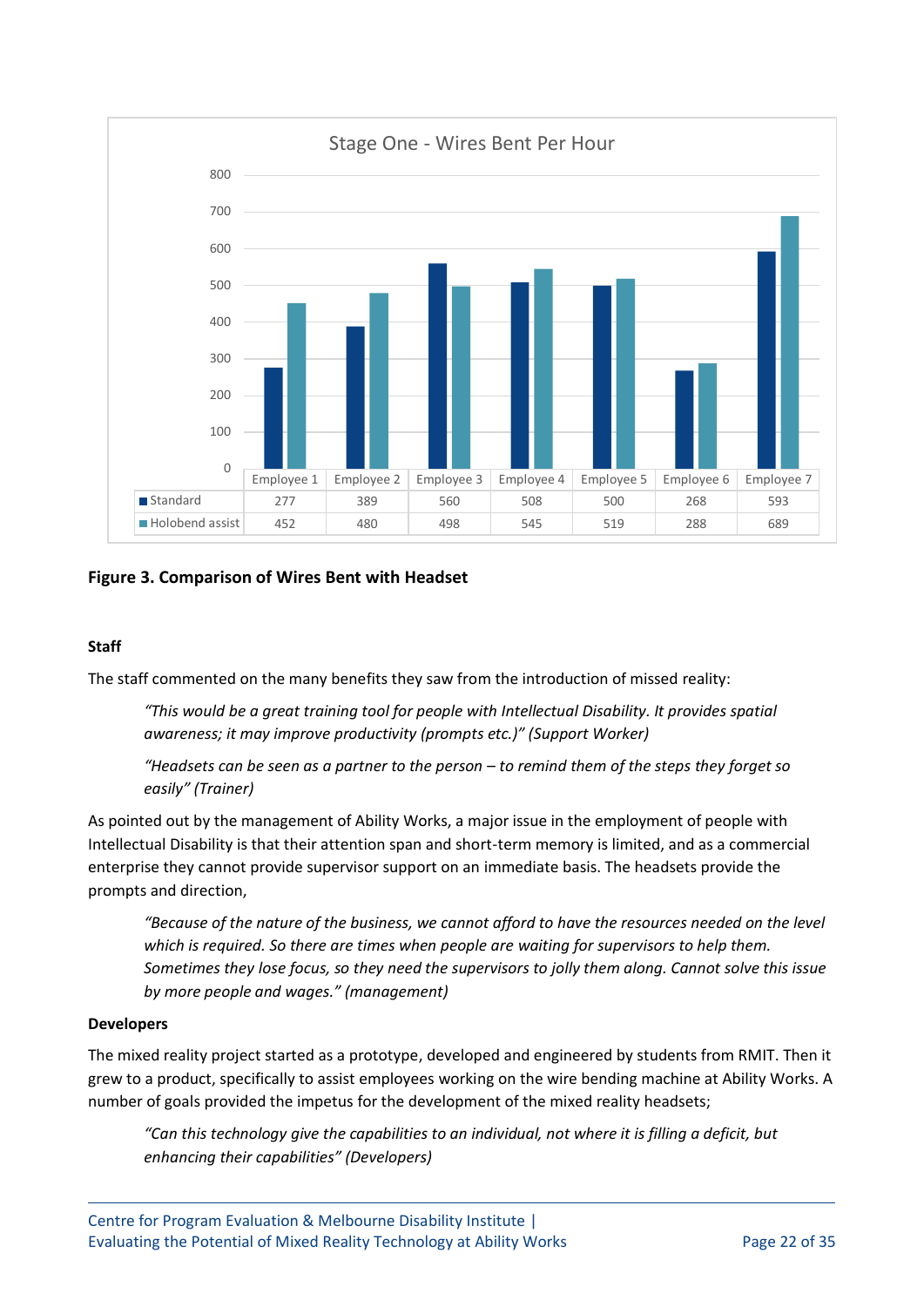### Stage One - Wires Bent Per Hour

| | Employee 1 | Employee 2 | Employee 3 | Employee 4 | Employee 5 | Employee 6 | Employee 7 |
|---|---|---|---|---|---|---|---|
| Standard | 277 | 389 | 560 | 508 | 500 | 268 | 593 |
| Holobend assist | 452 | 480 | 498 | 545 | 519 | 288 | 689 |

**Figure 3. Comparison of Wires Bent with Headset**

**Staff**

The staff commented on the many benefits they saw from the introduction of missed reality:

> *"This would be a great training tool for people with Intellectual Disability. It provides spatial awareness; it may improve productivity (prompts etc.)" (Support Worker)*

> *"Headsets can be seen as a partner to the person – to remind them of the steps they forget so easily" (Trainer)*

As pointed out by the management of Ability Works, a major issue in the employment of people with Intellectual Disability is that their attention span and short-term memory is limited, and as a commercial enterprise they cannot provide supervisor support on an immediate basis. The headsets provide the prompts and direction,

> *"Because of the nature of the business, we cannot afford to have the resources needed on the level which is required. So there are times when people are waiting for supervisors to help them. Sometimes they lose focus, so they need the supervisors to jolly them along. Cannot solve this issue by more people and wages." (management)*

**Developers**

The mixed reality project started as a prototype, developed and engineered by students from RMIT. Then it grew to a product, specifically to assist employees working on the wire bending machine at Ability Works. A number of goals provided the impetus for the development of the mixed reality headsets;

> *"Can this technology give the capabilities to an individual, not where it is filling a deficit, but enhancing their capabilities" (Developers)*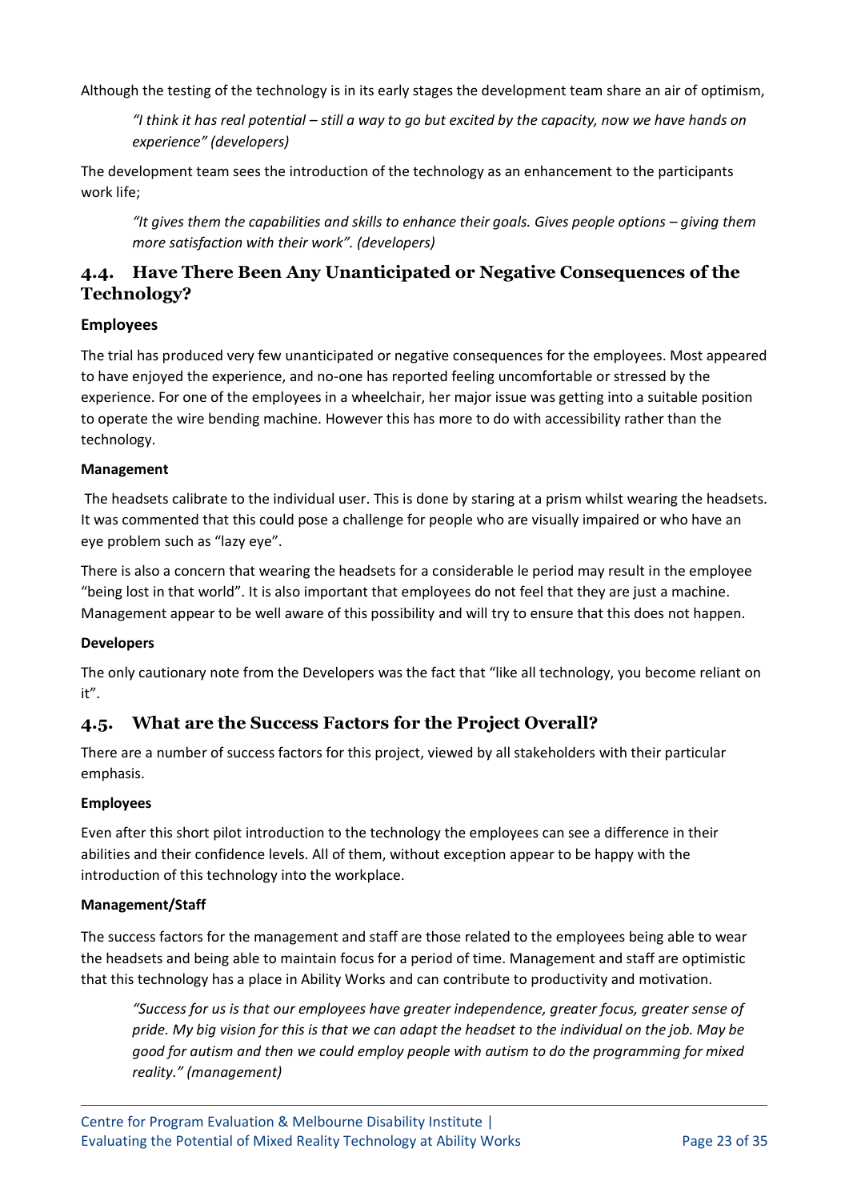Although the testing of the technology is in its early stages the development team share an air of optimism,

> *"I think it has real potential – still a way to go but excited by the capacity, now we have hands on experience" (developers)*

The development team sees the introduction of the technology as an enhancement to the participants work life;

> *"It gives them the capabilities and skills to enhance their goals. Gives people options – giving them more satisfaction with their work". (developers)*

## 4.4. Have There Been Any Unanticipated or Negative Consequences of the Technology?

### Employees

The trial has produced very few unanticipated or negative consequences for the employees. Most appeared to have enjoyed the experience, and no-one has reported feeling uncomfortable or stressed by the experience. For one of the employees in a wheelchair, her major issue was getting into a suitable position to operate the wire bending machine. However this has more to do with accessibility rather than the technology.

#### Management

The headsets calibrate to the individual user. This is done by staring at a prism whilst wearing the headsets. It was commented that this could pose a challenge for people who are visually impaired or who have an eye problem such as "lazy eye".

There is also a concern that wearing the headsets for a considerable le period may result in the employee "being lost in that world". It is also important that employees do not feel that they are just a machine. Management appear to be well aware of this possibility and will try to ensure that this does not happen.

#### Developers

The only cautionary note from the Developers was the fact that "like all technology, you become reliant on it".

## 4.5. What are the Success Factors for the Project Overall?

There are a number of success factors for this project, viewed by all stakeholders with their particular emphasis.

#### Employees

Even after this short pilot introduction to the technology the employees can see a difference in their abilities and their confidence levels. All of them, without exception appear to be happy with the introduction of this technology into the workplace.

#### Management/Staff

The success factors for the management and staff are those related to the employees being able to wear the headsets and being able to maintain focus for a period of time. Management and staff are optimistic that this technology has a place in Ability Works and can contribute to productivity and motivation.

> *"Success for us is that our employees have greater independence, greater focus, greater sense of pride. My big vision for this is that we can adapt the headset to the individual on the job. May be good for autism and then we could employ people with autism to do the programming for mixed reality." (management)*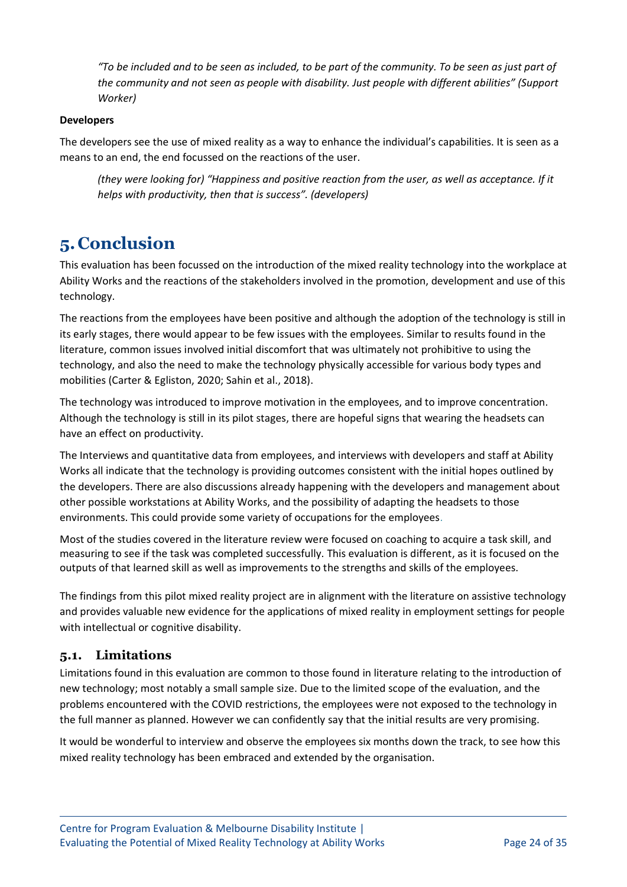*"To be included and to be seen as included, to be part of the community. To be seen as just part of the community and not seen as people with disability. Just people with different abilities" (Support Worker)*

**Developers**

The developers see the use of mixed reality as a way to enhance the individual's capabilities. It is seen as a means to an end, the end focussed on the reactions of the user.

*(they were looking for) "Happiness and positive reaction from the user, as well as acceptance. If it helps with productivity, then that is success". (developers)*

# 5. Conclusion

This evaluation has been focussed on the introduction of the mixed reality technology into the workplace at Ability Works and the reactions of the stakeholders involved in the promotion, development and use of this technology.

The reactions from the employees have been positive and although the adoption of the technology is still in its early stages, there would appear to be few issues with the employees. Similar to results found in the literature, common issues involved initial discomfort that was ultimately not prohibitive to using the technology, and also the need to make the technology physically accessible for various body types and mobilities (Carter & Egliston, 2020; Sahin et al., 2018).

The technology was introduced to improve motivation in the employees, and to improve concentration. Although the technology is still in its pilot stages, there are hopeful signs that wearing the headsets can have an effect on productivity.

The Interviews and quantitative data from employees, and interviews with developers and staff at Ability Works all indicate that the technology is providing outcomes consistent with the initial hopes outlined by the developers. There are also discussions already happening with the developers and management about other possible workstations at Ability Works, and the possibility of adapting the headsets to those environments. This could provide some variety of occupations for the employees.

Most of the studies covered in the literature review were focused on coaching to acquire a task skill, and measuring to see if the task was completed successfully. This evaluation is different, as it is focused on the outputs of that learned skill as well as improvements to the strengths and skills of the employees.

The findings from this pilot mixed reality project are in alignment with the literature on assistive technology and provides valuable new evidence for the applications of mixed reality in employment settings for people with intellectual or cognitive disability.

## 5.1. Limitations

Limitations found in this evaluation are common to those found in literature relating to the introduction of new technology; most notably a small sample size. Due to the limited scope of the evaluation, and the problems encountered with the COVID restrictions, the employees were not exposed to the technology in the full manner as planned. However we can confidently say that the initial results are very promising.

It would be wonderful to interview and observe the employees six months down the track, to see how this mixed reality technology has been embraced and extended by the organisation.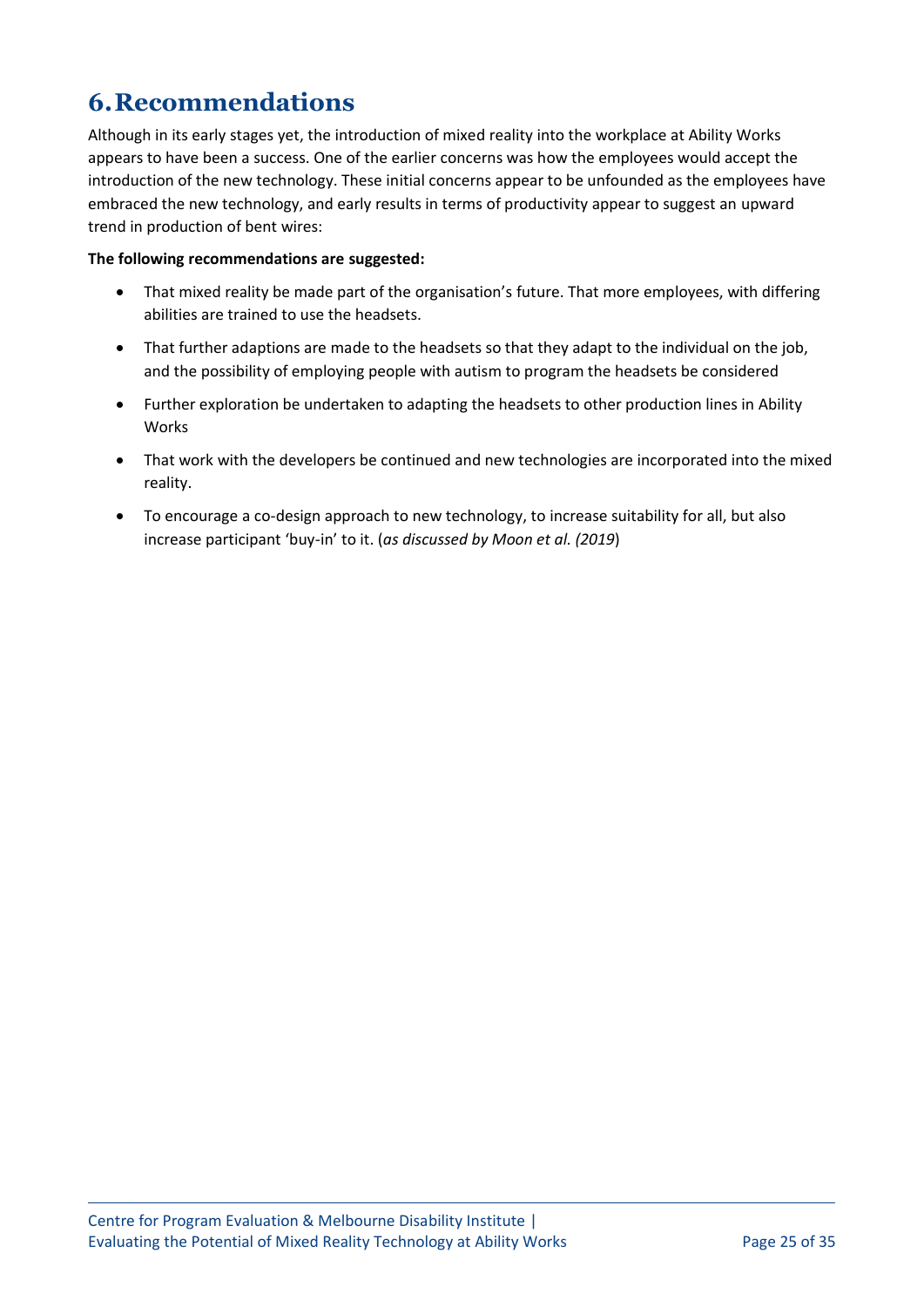# 6. Recommendations

Although in its early stages yet, the introduction of mixed reality into the workplace at Ability Works appears to have been a success. One of the earlier concerns was how the employees would accept the introduction of the new technology. These initial concerns appear to be unfounded as the employees have embraced the new technology, and early results in terms of productivity appear to suggest an upward trend in production of bent wires:

**The following recommendations are suggested:**

- That mixed reality be made part of the organisation's future. That more employees, with differing abilities are trained to use the headsets.
- That further adaptions are made to the headsets so that they adapt to the individual on the job, and the possibility of employing people with autism to program the headsets be considered
- Further exploration be undertaken to adapting the headsets to other production lines in Ability Works
- That work with the developers be continued and new technologies are incorporated into the mixed reality.
- To encourage a co-design approach to new technology, to increase suitability for all, but also increase participant 'buy-in' to it. (*as discussed by Moon et al. (2019*)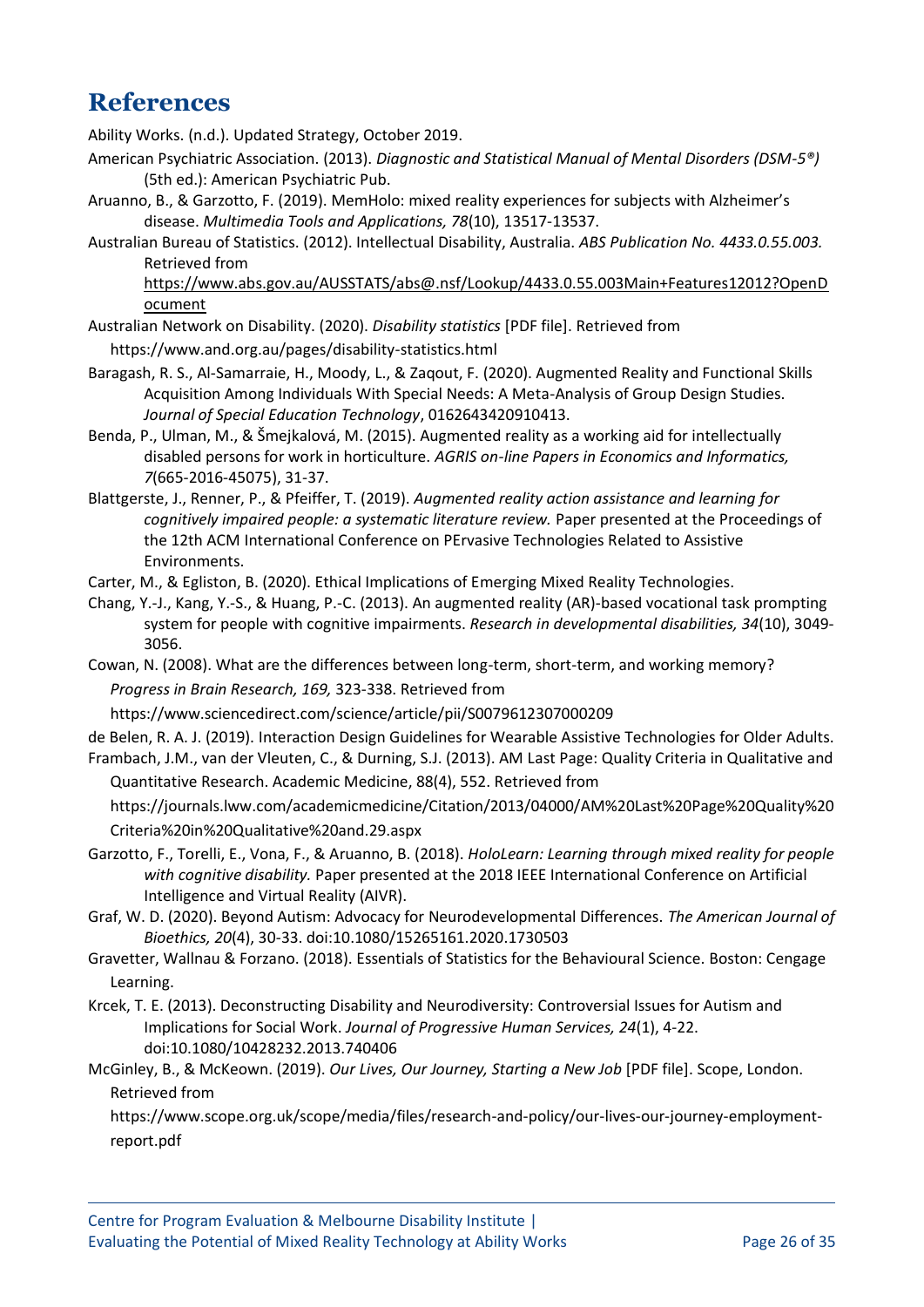# References

Ability Works. (n.d.). Updated Strategy, October 2019.

American Psychiatric Association. (2013). *Diagnostic and Statistical Manual of Mental Disorders (DSM-5®)* (5th ed.): American Psychiatric Pub.

Aruanno, B., & Garzotto, F. (2019). MemHolo: mixed reality experiences for subjects with Alzheimer's disease. *Multimedia Tools and Applications, 78*(10), 13517-13537.

Australian Bureau of Statistics. (2012). Intellectual Disability, Australia. *ABS Publication No. 4433.0.55.003.* Retrieved from https://www.abs.gov.au/AUSSTATS/abs@.nsf/Lookup/4433.0.55.003Main+Features12012?OpenDocument

Australian Network on Disability. (2020). *Disability statistics* [PDF file]. Retrieved from https://www.and.org.au/pages/disability-statistics.html

Baragash, R. S., Al-Samarraie, H., Moody, L., & Zaqout, F. (2020). Augmented Reality and Functional Skills Acquisition Among Individuals With Special Needs: A Meta-Analysis of Group Design Studies. *Journal of Special Education Technology*, 0162643420910413.

Benda, P., Ulman, M., & Šmejkalová, M. (2015). Augmented reality as a working aid for intellectually disabled persons for work in horticulture. *AGRIS on-line Papers in Economics and Informatics, 7*(665-2016-45075), 31-37.

Blattgerste, J., Renner, P., & Pfeiffer, T. (2019). *Augmented reality action assistance and learning for cognitively impaired people: a systematic literature review.* Paper presented at the Proceedings of the 12th ACM International Conference on PErvasive Technologies Related to Assistive Environments.

Carter, M., & Egliston, B. (2020). Ethical Implications of Emerging Mixed Reality Technologies.

Chang, Y.-J., Kang, Y.-S., & Huang, P.-C. (2013). An augmented reality (AR)-based vocational task prompting system for people with cognitive impairments. *Research in developmental disabilities, 34*(10), 3049-3056.

Cowan, N. (2008). What are the differences between long-term, short-term, and working memory? *Progress in Brain Research, 169,* 323-338. Retrieved from https://www.sciencedirect.com/science/article/pii/S0079612307000209

de Belen, R. A. J. (2019). Interaction Design Guidelines for Wearable Assistive Technologies for Older Adults.

Frambach, J.M., van der Vleuten, C., & Durning, S.J. (2013). AM Last Page: Quality Criteria in Qualitative and Quantitative Research. Academic Medicine, 88(4), 552. Retrieved from https://journals.lww.com/academicmedicine/Citation/2013/04000/AM%20Last%20Page%20Quality%20Criteria%20in%20Qualitative%20and.29.aspx

Garzotto, F., Torelli, E., Vona, F., & Aruanno, B. (2018). *HoloLearn: Learning through mixed reality for people with cognitive disability.* Paper presented at the 2018 IEEE International Conference on Artificial Intelligence and Virtual Reality (AIVR).

Graf, W. D. (2020). Beyond Autism: Advocacy for Neurodevelopmental Differences. *The American Journal of Bioethics, 20*(4), 30-33. doi:10.1080/15265161.2020.1730503

Gravetter, Wallnau & Forzano. (2018). Essentials of Statistics for the Behavioural Science. Boston: Cengage Learning.

Krcek, T. E. (2013). Deconstructing Disability and Neurodiversity: Controversial Issues for Autism and Implications for Social Work. *Journal of Progressive Human Services, 24*(1), 4-22. doi:10.1080/10428232.2013.740406

McGinley, B., & McKeown. (2019). *Our Lives, Our Journey, Starting a New Job* [PDF file]. Scope, London. Retrieved from https://www.scope.org.uk/scope/media/files/research-and-policy/our-lives-our-journey-employment-report.pdf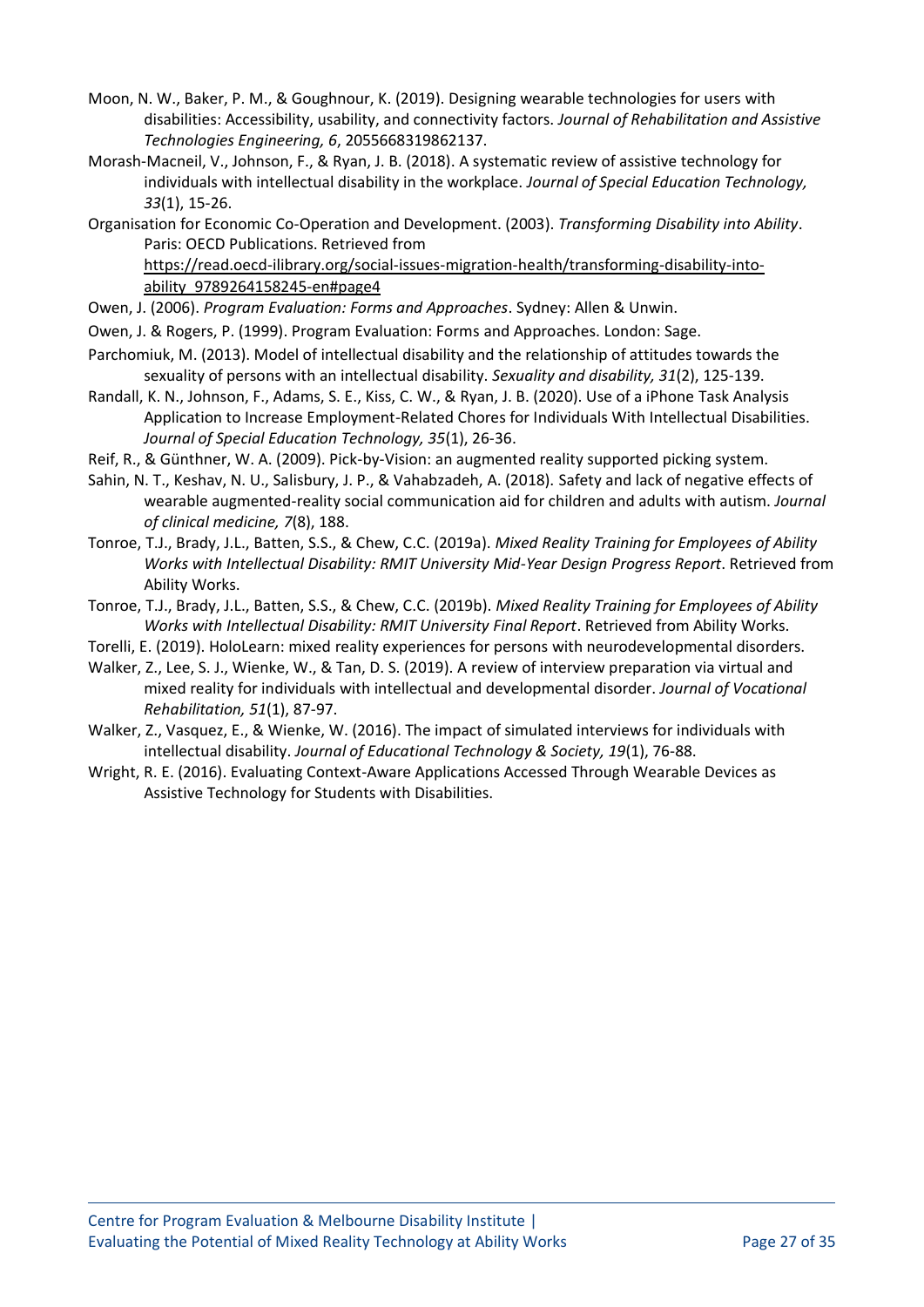Moon, N. W., Baker, P. M., & Goughnour, K. (2019). Designing wearable technologies for users with disabilities: Accessibility, usability, and connectivity factors. *Journal of Rehabilitation and Assistive Technologies Engineering, 6*, 2055668319862137.

Morash-Macneil, V., Johnson, F., & Ryan, J. B. (2018). A systematic review of assistive technology for individuals with intellectual disability in the workplace. *Journal of Special Education Technology, 33*(1), 15-26.

Organisation for Economic Co-Operation and Development. (2003). *Transforming Disability into Ability*. Paris: OECD Publications. Retrieved from https://read.oecd-ilibrary.org/social-issues-migration-health/transforming-disability-into-ability_9789264158245-en#page4

Owen, J. (2006). *Program Evaluation: Forms and Approaches*. Sydney: Allen & Unwin.

Owen, J. & Rogers, P. (1999). Program Evaluation: Forms and Approaches. London: Sage.

Parchomiuk, M. (2013). Model of intellectual disability and the relationship of attitudes towards the sexuality of persons with an intellectual disability. *Sexuality and disability, 31*(2), 125-139.

Randall, K. N., Johnson, F., Adams, S. E., Kiss, C. W., & Ryan, J. B. (2020). Use of a iPhone Task Analysis Application to Increase Employment-Related Chores for Individuals With Intellectual Disabilities. *Journal of Special Education Technology, 35*(1), 26-36.

Reif, R., & Günthner, W. A. (2009). Pick-by-Vision: an augmented reality supported picking system.

Sahin, N. T., Keshav, N. U., Salisbury, J. P., & Vahabzadeh, A. (2018). Safety and lack of negative effects of wearable augmented-reality social communication aid for children and adults with autism. *Journal of clinical medicine, 7*(8), 188.

Tonroe, T.J., Brady, J.L., Batten, S.S., & Chew, C.C. (2019a). *Mixed Reality Training for Employees of Ability Works with Intellectual Disability: RMIT University Mid-Year Design Progress Report*. Retrieved from Ability Works.

Tonroe, T.J., Brady, J.L., Batten, S.S., & Chew, C.C. (2019b). *Mixed Reality Training for Employees of Ability Works with Intellectual Disability: RMIT University Final Report*. Retrieved from Ability Works.

Torelli, E. (2019). HoloLearn: mixed reality experiences for persons with neurodevelopmental disorders.

Walker, Z., Lee, S. J., Wienke, W., & Tan, D. S. (2019). A review of interview preparation via virtual and mixed reality for individuals with intellectual and developmental disorder. *Journal of Vocational Rehabilitation, 51*(1), 87-97.

Walker, Z., Vasquez, E., & Wienke, W. (2016). The impact of simulated interviews for individuals with intellectual disability. *Journal of Educational Technology & Society, 19*(1), 76-88.

Wright, R. E. (2016). Evaluating Context-Aware Applications Accessed Through Wearable Devices as Assistive Technology for Students with Disabilities.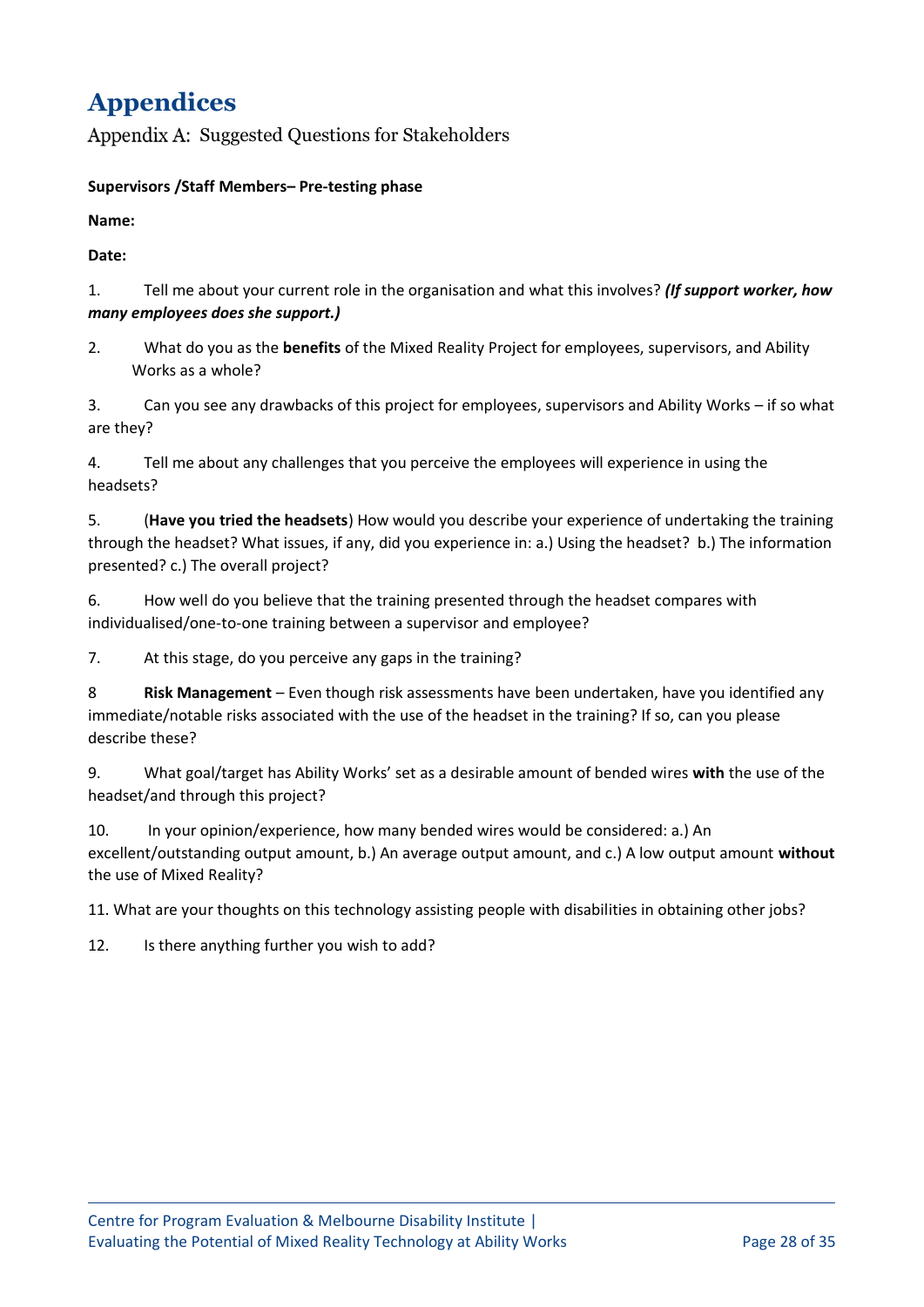# Appendices

## Appendix A: Suggested Questions for Stakeholders

**Supervisors /Staff Members– Pre-testing phase**

**Name:**

**Date:**

1. Tell me about your current role in the organisation and what this involves? ***(If support worker, how many employees does she support.)***

2. What do you as the **benefits** of the Mixed Reality Project for employees, supervisors, and Ability Works as a whole?

3. Can you see any drawbacks of this project for employees, supervisors and Ability Works – if so what are they?

4. Tell me about any challenges that you perceive the employees will experience in using the headsets?

5. (**Have you tried the headsets**) How would you describe your experience of undertaking the training through the headset? What issues, if any, did you experience in: a.) Using the headset? b.) The information presented? c.) The overall project?

6. How well do you believe that the training presented through the headset compares with individualised/one-to-one training between a supervisor and employee?

7. At this stage, do you perceive any gaps in the training?

8 **Risk Management** – Even though risk assessments have been undertaken, have you identified any immediate/notable risks associated with the use of the headset in the training? If so, can you please describe these?

9. What goal/target has Ability Works' set as a desirable amount of bended wires **with** the use of the headset/and through this project?

10. In your opinion/experience, how many bended wires would be considered: a.) An excellent/outstanding output amount, b.) An average output amount, and c.) A low output amount **without** the use of Mixed Reality?

11. What are your thoughts on this technology assisting people with disabilities in obtaining other jobs?

12. Is there anything further you wish to add?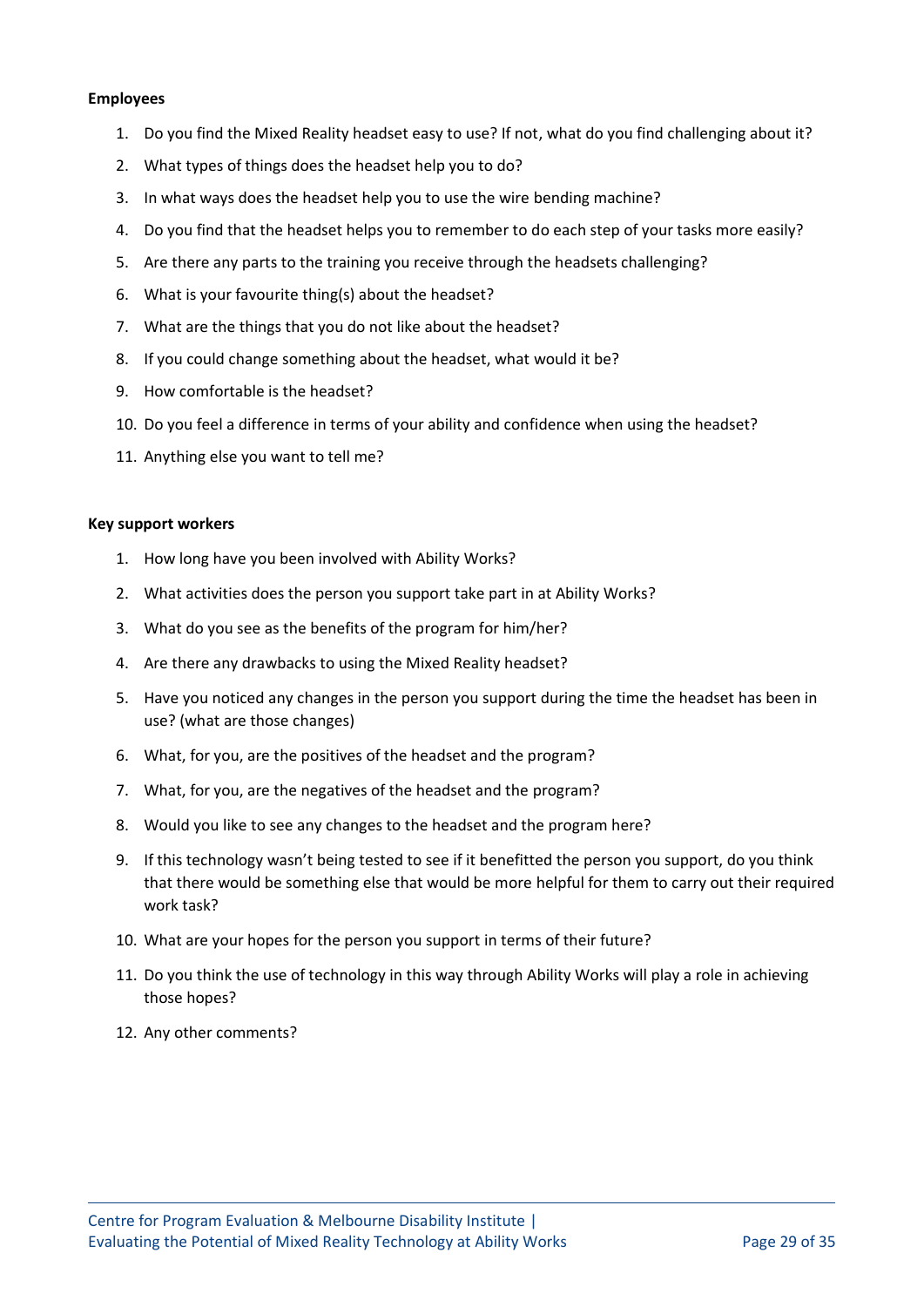**Employees**

1. Do you find the Mixed Reality headset easy to use? If not, what do you find challenging about it?
2. What types of things does the headset help you to do?
3. In what ways does the headset help you to use the wire bending machine?
4. Do you find that the headset helps you to remember to do each step of your tasks more easily?
5. Are there any parts to the training you receive through the headsets challenging?
6. What is your favourite thing(s) about the headset?
7. What are the things that you do not like about the headset?
8. If you could change something about the headset, what would it be?
9. How comfortable is the headset?
10. Do you feel a difference in terms of your ability and confidence when using the headset?
11. Anything else you want to tell me?

**Key support workers**

1. How long have you been involved with Ability Works?
2. What activities does the person you support take part in at Ability Works?
3. What do you see as the benefits of the program for him/her?
4. Are there any drawbacks to using the Mixed Reality headset?
5. Have you noticed any changes in the person you support during the time the headset has been in use? (what are those changes)
6. What, for you, are the positives of the headset and the program?
7. What, for you, are the negatives of the headset and the program?
8. Would you like to see any changes to the headset and the program here?
9. If this technology wasn't being tested to see if it benefitted the person you support, do you think that there would be something else that would be more helpful for them to carry out their required work task?
10. What are your hopes for the person you support in terms of their future?
11. Do you think the use of technology in this way through Ability Works will play a role in achieving those hopes?
12. Any other comments?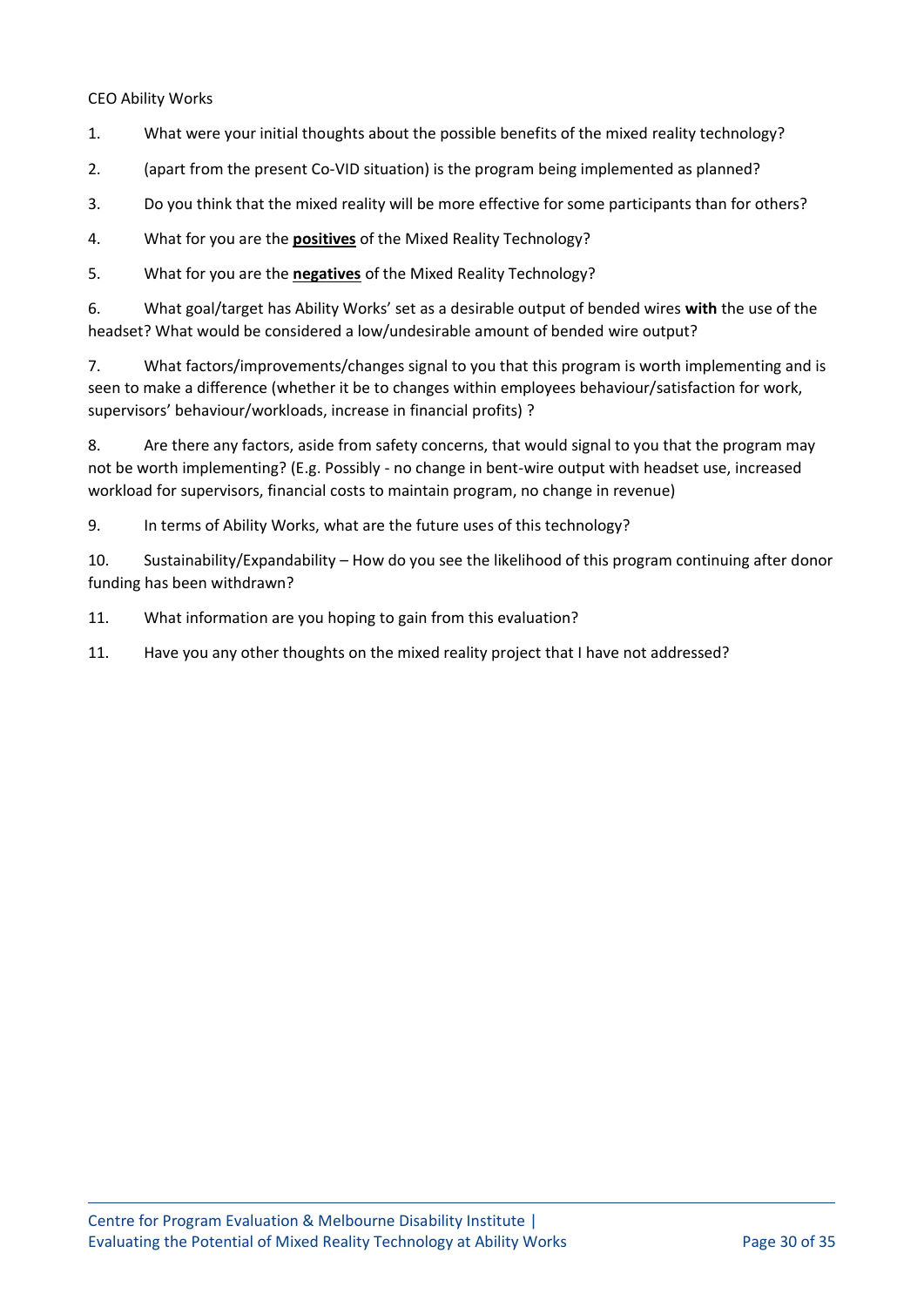CEO Ability Works

1. What were your initial thoughts about the possible benefits of the mixed reality technology?

2. (apart from the present Co-VID situation) is the program being implemented as planned?

3. Do you think that the mixed reality will be more effective for some participants than for others?

4. What for you are the **positives** of the Mixed Reality Technology?

5. What for you are the **negatives** of the Mixed Reality Technology?

6. What goal/target has Ability Works' set as a desirable output of bended wires **with** the use of the headset? What would be considered a low/undesirable amount of bended wire output?

7. What factors/improvements/changes signal to you that this program is worth implementing and is seen to make a difference (whether it be to changes within employees behaviour/satisfaction for work, supervisors' behaviour/workloads, increase in financial profits) ?

8. Are there any factors, aside from safety concerns, that would signal to you that the program may not be worth implementing? (E.g. Possibly - no change in bent-wire output with headset use, increased workload for supervisors, financial costs to maintain program, no change in revenue)

9. In terms of Ability Works, what are the future uses of this technology?

10. Sustainability/Expandability – How do you see the likelihood of this program continuing after donor funding has been withdrawn?

11. What information are you hoping to gain from this evaluation?

11. Have you any other thoughts on the mixed reality project that I have not addressed?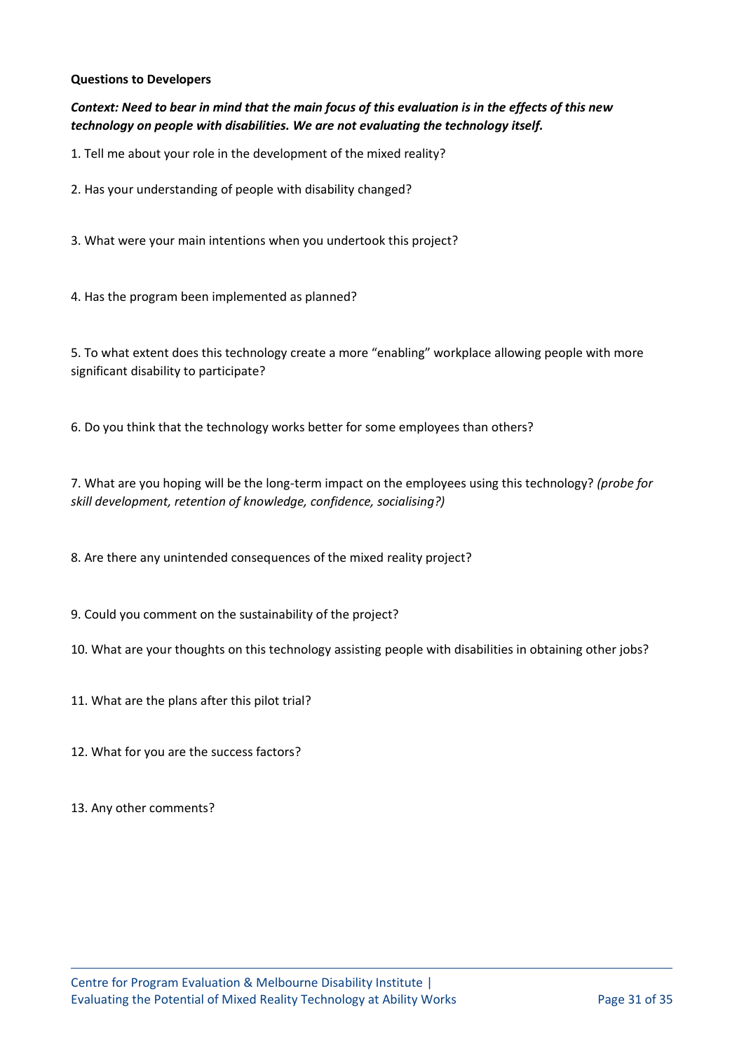**Questions to Developers**

***Context: Need to bear in mind that the main focus of this evaluation is in the effects of this new technology on people with disabilities. We are not evaluating the technology itself.***

1. Tell me about your role in the development of the mixed reality?

2. Has your understanding of people with disability changed?

3. What were your main intentions when you undertook this project?

4. Has the program been implemented as planned?

5. To what extent does this technology create a more "enabling" workplace allowing people with more significant disability to participate?

6. Do you think that the technology works better for some employees than others?

7. What are you hoping will be the long-term impact on the employees using this technology? *(probe for skill development, retention of knowledge, confidence, socialising?)*

8. Are there any unintended consequences of the mixed reality project?

9. Could you comment on the sustainability of the project?

10. What are your thoughts on this technology assisting people with disabilities in obtaining other jobs?

11. What are the plans after this pilot trial?

12. What for you are the success factors?

13. Any other comments?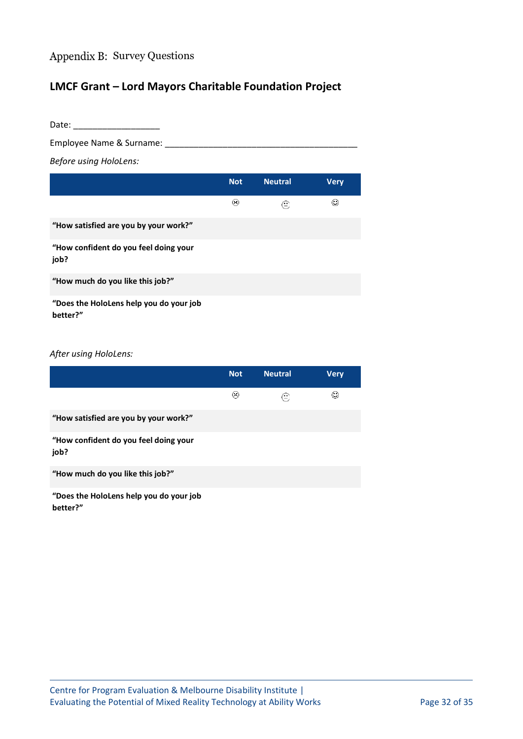## Appendix B: Survey Questions

### LMCF Grant – Lord Mayors Charitable Foundation Project

Date: __________________

Employee Name & Surname: ________________________________________

*Before using HoloLens:*

| | Not | Neutral | Very |
|---|---|---|---|
| | ☹ | 😐 | ☺ |
| **"How satisfied are you by your work?"** | | | |
| **"How confident do you feel doing your job?** | | | |
| **"How much do you like this job?"** | | | |
| **"Does the HoloLens help you do your job better?"** | | | |

*After using HoloLens:*

| | Not | Neutral | Very |
|---|---|---|---|
| | ☹ | 😐 | ☺ |
| **"How satisfied are you by your work?"** | | | |
| **"How confident do you feel doing your job?** | | | |
| **"How much do you like this job?"** | | | |
| **"Does the HoloLens help you do your job better?"** | | | |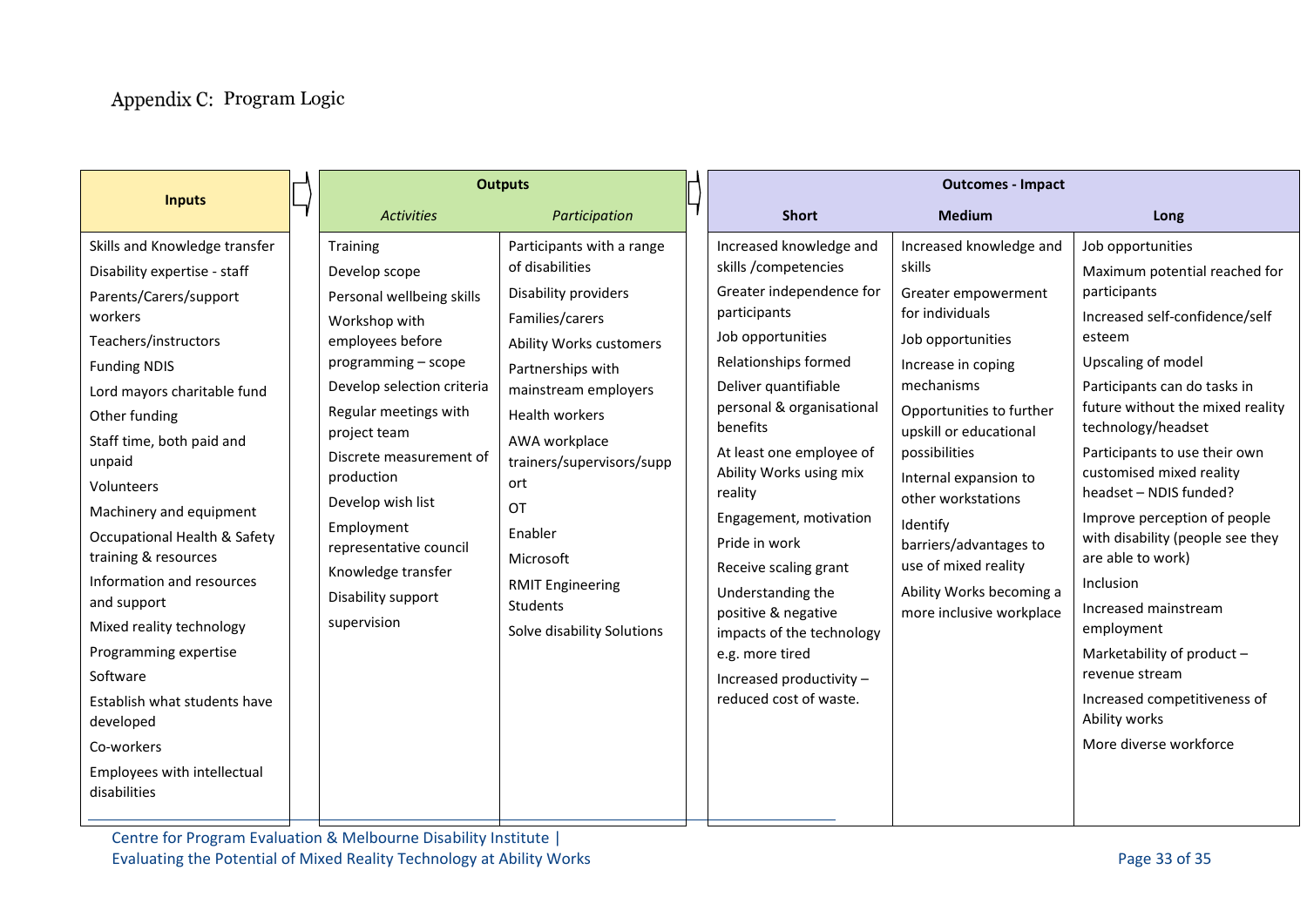# Appendix C: Program Logic

| Inputs | Outputs | | Outcomes - Impact | | |
|---|---|---|---|---|---|
| | *Activities* | *Participation* | **Short** | **Medium** | **Long** |
| Skills and Knowledge transfer<br>Disability expertise - staff<br>Parents/Carers/support workers<br>Teachers/instructors<br>Funding NDIS<br>Lord mayors charitable fund<br>Other funding<br>Staff time, both paid and unpaid<br>Volunteers<br>Machinery and equipment<br>Occupational Health & Safety training & resources<br>Information and resources and support<br>Mixed reality technology<br>Programming expertise<br>Software<br>Establish what students have developed<br>Co-workers<br>Employees with intellectual disabilities | Training<br>Develop scope<br>Personal wellbeing skills<br>Workshop with employees before programming – scope<br>Develop selection criteria<br>Regular meetings with project team<br>Discrete measurement of production<br>Develop wish list<br>Employment representative council<br>Knowledge transfer<br>Disability support<br>supervision | Participants with a range of disabilities<br>Disability providers<br>Families/carers<br>Ability Works customers<br>Partnerships with mainstream employers<br>Health workers<br>AWA workplace trainers/supervisors/support<br>OT<br>Enabler<br>Microsoft<br>RMIT Engineering Students<br>Solve disability Solutions | Increased knowledge and skills /competencies<br>Greater independence for participants<br>Job opportunities<br>Relationships formed<br>Deliver quantifiable personal & organisational benefits<br>At least one employee of Ability Works using mix reality<br>Engagement, motivation<br>Pride in work<br>Receive scaling grant<br>Understanding the positive & negative impacts of the technology e.g. more tired<br>Increased productivity – reduced cost of waste. | Increased knowledge and skills<br>Greater empowerment for individuals<br>Job opportunities<br>Increase in coping mechanisms<br>Opportunities to further upskill or educational possibilities<br>Internal expansion to other workstations<br>Identify barriers/advantages to use of mixed reality<br>Ability Works becoming a more inclusive workplace | Job opportunities<br>Maximum potential reached for participants<br>Increased self-confidence/self esteem<br>Upscaling of model<br>Participants can do tasks in future without the mixed reality technology/headset<br>Participants to use their own customised mixed reality headset – NDIS funded?<br>Improve perception of people with disability (people see they are able to work)<br>Inclusion<br>Increased mainstream employment<br>Marketability of product – revenue stream<br>Increased competitiveness of Ability works<br>More diverse workforce |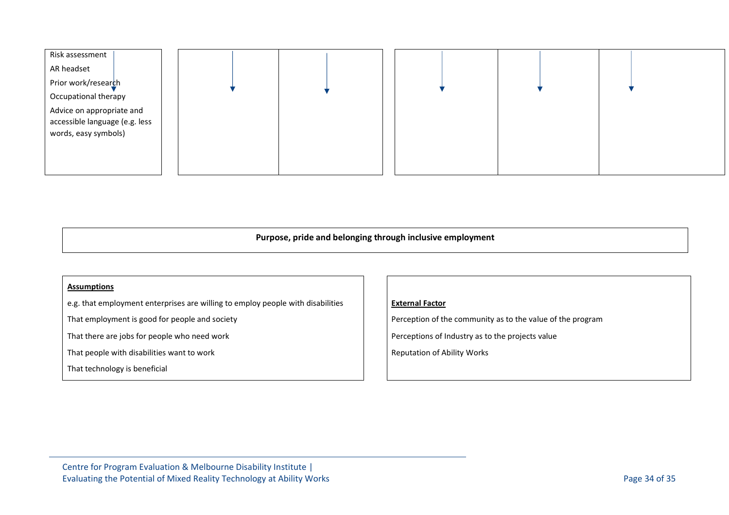| Risk assessment<br>AR headset<br>Prior work/research<br>Occupational therapy<br>Advice on appropriate and accessible language (e.g. less words, easy symbols) | | | | | |
|---|---|---|---|---|---|

**Purpose, pride and belonging through inclusive employment**

**Assumptions**

e.g. that employment enterprises are willing to employ people with disabilities

That employment is good for people and society

That there are jobs for people who need work

That people with disabilities want to work

That technology is beneficial

**External Factor**

Perception of the community as to the value of the program

Perceptions of Industry as to the projects value

Reputation of Ability Works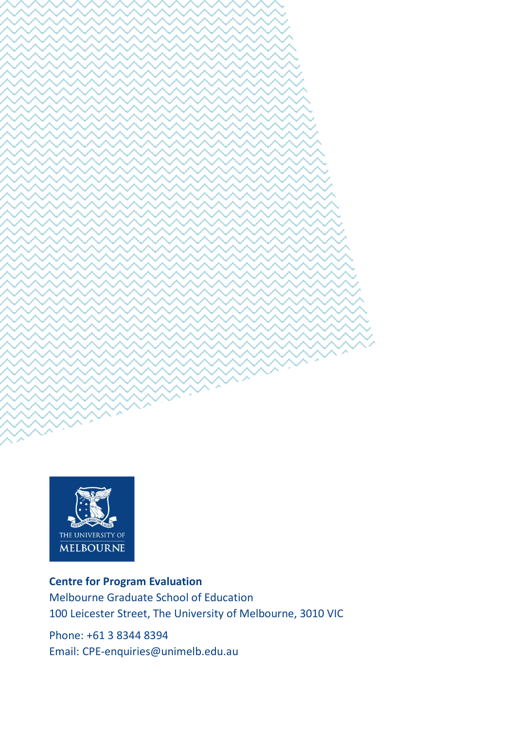THE UNIVERSITY OF MELBOURNE

**Centre for Program Evaluation**

Melbourne Graduate School of Education

100 Leicester Street, The University of Melbourne, 3010 VIC

Phone: +61 3 8344 8394

Email: CPE-enquiries@unimelb.edu.au